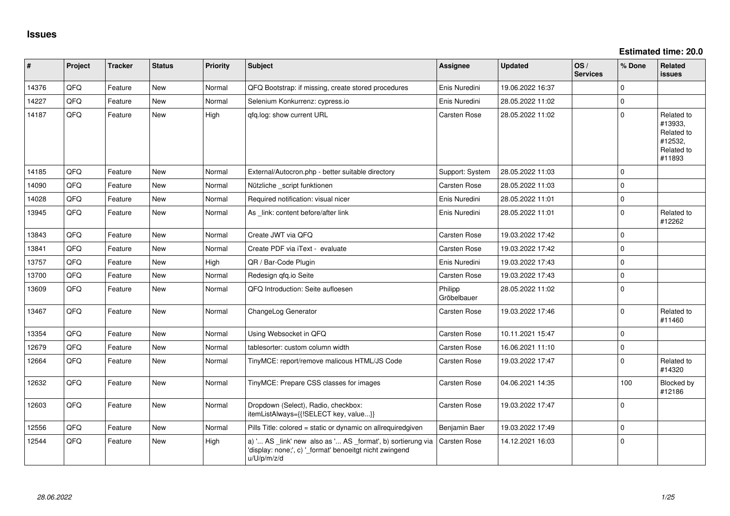# Issues

**Estimated time: 20.0**

| # | Project | Tracker | Status | Priority | Subject | Assignee | Updated | OS / Services | % Done | Related issues |
|---|---|---|---|---|---|---|---|---|---|---|
| 14376 | QFQ | Feature | New | Normal | QFQ Bootstrap: if missing, create stored procedures | Enis Nuredini | 19.06.2022 16:37 | | 0 | |
| 14227 | QFQ | Feature | New | Normal | Selenium Konkurrenz: cypress.io | Enis Nuredini | 28.05.2022 11:02 | | 0 | |
| 14187 | QFQ | Feature | New | High | qfq.log: show current URL | Carsten Rose | 28.05.2022 11:02 | | 0 | Related to #13933, Related to #12532, Related to #11893 |
| 14185 | QFQ | Feature | New | Normal | External/Autocron.php - better suitable directory | Support: System | 28.05.2022 11:03 | | 0 | |
| 14090 | QFQ | Feature | New | Normal | Nützliche _script funktionen | Carsten Rose | 28.05.2022 11:03 | | 0 | |
| 14028 | QFQ | Feature | New | Normal | Required notification: visual nicer | Enis Nuredini | 28.05.2022 11:01 | | 0 | |
| 13945 | QFQ | Feature | New | Normal | As _link: content before/after link | Enis Nuredini | 28.05.2022 11:01 | | 0 | Related to #12262 |
| 13843 | QFQ | Feature | New | Normal | Create JWT via QFQ | Carsten Rose | 19.03.2022 17:42 | | 0 | |
| 13841 | QFQ | Feature | New | Normal | Create PDF via iText - evaluate | Carsten Rose | 19.03.2022 17:42 | | 0 | |
| 13757 | QFQ | Feature | New | High | QR / Bar-Code Plugin | Enis Nuredini | 19.03.2022 17:43 | | 0 | |
| 13700 | QFQ | Feature | New | Normal | Redesign qfq.io Seite | Carsten Rose | 19.03.2022 17:43 | | 0 | |
| 13609 | QFQ | Feature | New | Normal | QFQ Introduction: Seite aufloesen | Philipp Gröbelbauer | 28.05.2022 11:02 | | 0 | |
| 13467 | QFQ | Feature | New | Normal | ChangeLog Generator | Carsten Rose | 19.03.2022 17:46 | | 0 | Related to #11460 |
| 13354 | QFQ | Feature | New | Normal | Using Websocket in QFQ | Carsten Rose | 10.11.2021 15:47 | | 0 | |
| 12679 | QFQ | Feature | New | Normal | tablesorter: custom column width | Carsten Rose | 16.06.2021 11:10 | | 0 | |
| 12664 | QFQ | Feature | New | Normal | TinyMCE: report/remove malicous HTML/JS Code | Carsten Rose | 19.03.2022 17:47 | | 0 | Related to #14320 |
| 12632 | QFQ | Feature | New | Normal | TinyMCE: Prepare CSS classes for images | Carsten Rose | 04.06.2021 14:35 | | 100 | Blocked by #12186 |
| 12603 | QFQ | Feature | New | Normal | Dropdown (Select), Radio, checkbox: itemListAlways={{!SELECT key, value...}} | Carsten Rose | 19.03.2022 17:47 | | 0 | |
| 12556 | QFQ | Feature | New | Normal | Pills Title: colored = static or dynamic on allrequiredgiven | Benjamin Baer | 19.03.2022 17:49 | | 0 | |
| 12544 | QFQ | Feature | New | High | a) '... AS _link' new also as '... AS _format', b) sortierung via 'display: none;', c) '_format' benoeitgt nicht zwingend u/U/p/m/z/d | Carsten Rose | 14.12.2021 16:03 | | 0 | |

28.06.2022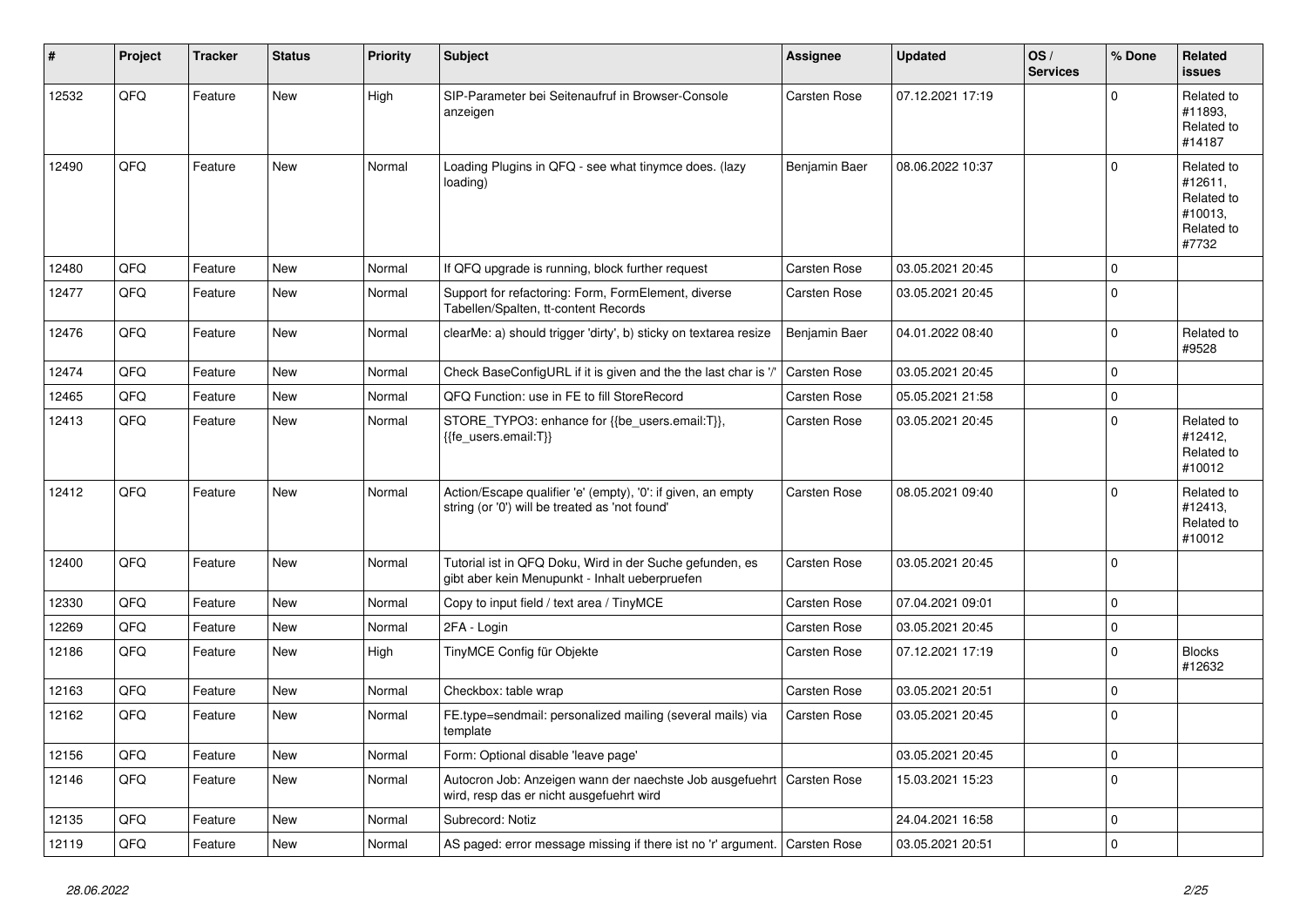| # | Project | Tracker | Status | Priority | Subject | Assignee | Updated | OS / Services | % Done | Related issues |
|---|---|---|---|---|---|---|---|---|---|---|
| 12532 | QFQ | Feature | New | High | SIP-Parameter bei Seitenaufruf in Browser-Console anzeigen | Carsten Rose | 07.12.2021 17:19 | | 0 | Related to #11893, Related to #14187 |
| 12490 | QFQ | Feature | New | Normal | Loading Plugins in QFQ - see what tinymce does. (lazy loading) | Benjamin Baer | 08.06.2022 10:37 | | 0 | Related to #12611, Related to #10013, Related to #7732 |
| 12480 | QFQ | Feature | New | Normal | If QFQ upgrade is running, block further request | Carsten Rose | 03.05.2021 20:45 | | 0 | |
| 12477 | QFQ | Feature | New | Normal | Support for refactoring: Form, FormElement, diverse Tabellen/Spalten, tt-content Records | Carsten Rose | 03.05.2021 20:45 | | 0 | |
| 12476 | QFQ | Feature | New | Normal | clearMe: a) should trigger 'dirty', b) sticky on textarea resize | Benjamin Baer | 04.01.2022 08:40 | | 0 | Related to #9528 |
| 12474 | QFQ | Feature | New | Normal | Check BaseConfigURL if it is given and the the last char is '/' | Carsten Rose | 03.05.2021 20:45 | | 0 | |
| 12465 | QFQ | Feature | New | Normal | QFQ Function: use in FE to fill StoreRecord | Carsten Rose | 05.05.2021 21:58 | | 0 | |
| 12413 | QFQ | Feature | New | Normal | STORE_TYPO3: enhance for {{be_users.email:T}}, {{fe_users.email:T}} | Carsten Rose | 03.05.2021 20:45 | | 0 | Related to #12412, Related to #10012 |
| 12412 | QFQ | Feature | New | Normal | Action/Escape qualifier 'e' (empty), '0': if given, an empty string (or '0') will be treated as 'not found' | Carsten Rose | 08.05.2021 09:40 | | 0 | Related to #12413, Related to #10012 |
| 12400 | QFQ | Feature | New | Normal | Tutorial ist in QFQ Doku, Wird in der Suche gefunden, es gibt aber kein Menupunkt - Inhalt ueberpruefen | Carsten Rose | 03.05.2021 20:45 | | 0 | |
| 12330 | QFQ | Feature | New | Normal | Copy to input field / text area / TinyMCE | Carsten Rose | 07.04.2021 09:01 | | 0 | |
| 12269 | QFQ | Feature | New | Normal | 2FA - Login | Carsten Rose | 03.05.2021 20:45 | | 0 | |
| 12186 | QFQ | Feature | New | High | TinyMCE Config für Objekte | Carsten Rose | 07.12.2021 17:19 | | 0 | Blocks #12632 |
| 12163 | QFQ | Feature | New | Normal | Checkbox: table wrap | Carsten Rose | 03.05.2021 20:51 | | 0 | |
| 12162 | QFQ | Feature | New | Normal | FE.type=sendmail: personalized mailing (several mails) via template | Carsten Rose | 03.05.2021 20:45 | | 0 | |
| 12156 | QFQ | Feature | New | Normal | Form: Optional disable 'leave page' | | 03.05.2021 20:45 | | 0 | |
| 12146 | QFQ | Feature | New | Normal | Autocron Job: Anzeigen wann der naechste Job ausgefuehrt wird, resp das er nicht ausgefuehrt wird | Carsten Rose | 15.03.2021 15:23 | | 0 | |
| 12135 | QFQ | Feature | New | Normal | Subrecord: Notiz | | 24.04.2021 16:58 | | 0 | |
| 12119 | QFQ | Feature | New | Normal | AS paged: error message missing if there ist no 'r' argument. | Carsten Rose | 03.05.2021 20:51 | | 0 | |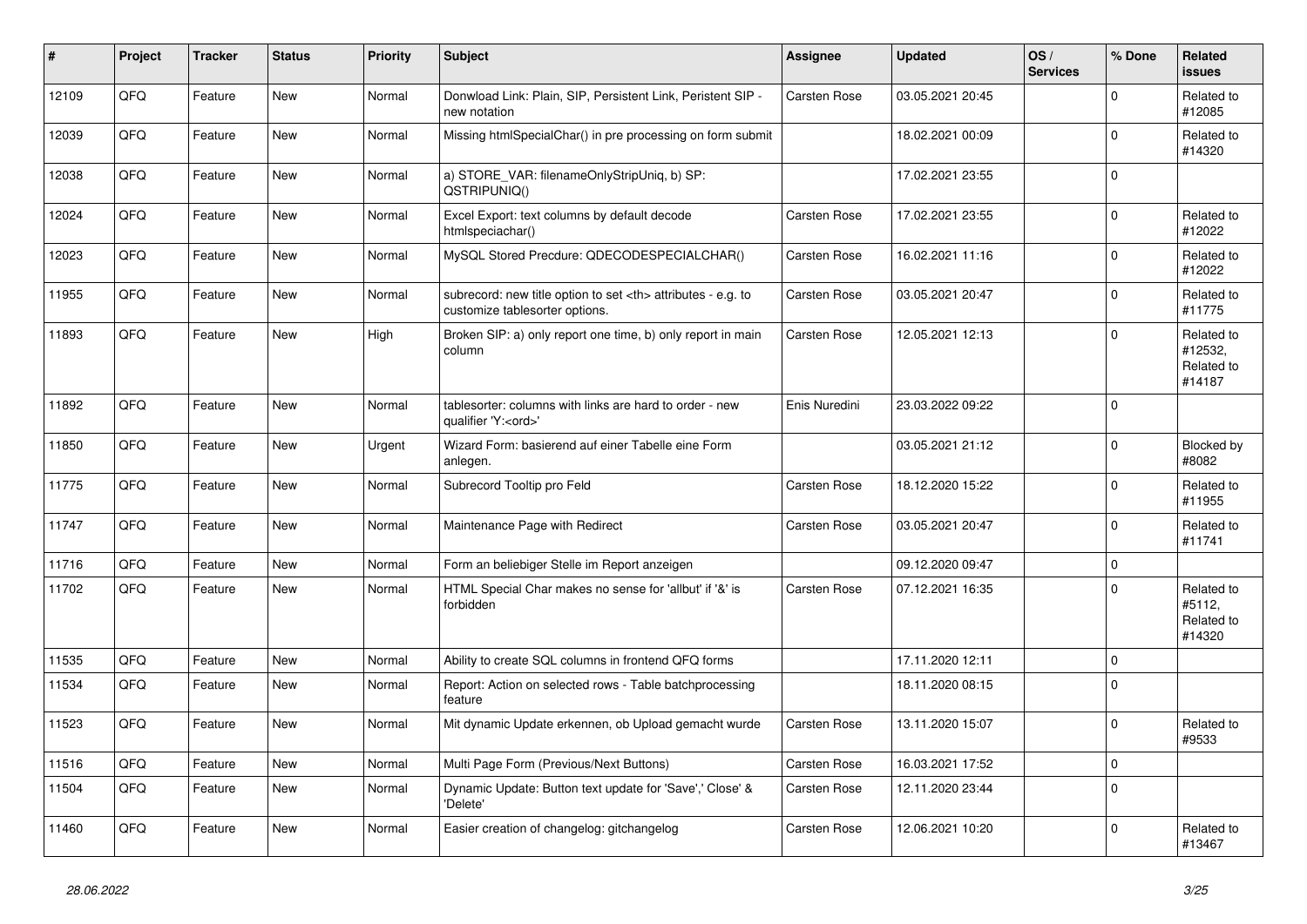| # | Project | Tracker | Status | Priority | Subject | Assignee | Updated | OS / Services | % Done | Related issues |
|---|---|---|---|---|---|---|---|---|---|---|
| 12109 | QFQ | Feature | New | Normal | Donwload Link: Plain, SIP, Persistent Link, Peristent SIP - new notation | Carsten Rose | 03.05.2021 20:45 | | 0 | Related to #12085 |
| 12039 | QFQ | Feature | New | Normal | Missing htmlSpecialChar() in pre processing on form submit | | 18.02.2021 00:09 | | 0 | Related to #14320 |
| 12038 | QFQ | Feature | New | Normal | a) STORE_VAR: filenameOnlyStripUniq, b) SP: QSTRIPUNIQ() | | 17.02.2021 23:55 | | 0 | |
| 12024 | QFQ | Feature | New | Normal | Excel Export: text columns by default decode htmlspeciachar() | Carsten Rose | 17.02.2021 23:55 | | 0 | Related to #12022 |
| 12023 | QFQ | Feature | New | Normal | MySQL Stored Precdure: QDECODESPECIALCHAR() | Carsten Rose | 16.02.2021 11:16 | | 0 | Related to #12022 |
| 11955 | QFQ | Feature | New | Normal | subrecord: new title option to set <th> attributes - e.g. to customize tablesorter options. | Carsten Rose | 03.05.2021 20:47 | | 0 | Related to #11775 |
| 11893 | QFQ | Feature | New | High | Broken SIP: a) only report one time, b) only report in main column | Carsten Rose | 12.05.2021 12:13 | | 0 | Related to #12532, Related to #14187 |
| 11892 | QFQ | Feature | New | Normal | tablesorter: columns with links are hard to order - new qualifier 'Y:<ord>' | Enis Nuredini | 23.03.2022 09:22 | | 0 | |
| 11850 | QFQ | Feature | New | Urgent | Wizard Form: basierend auf einer Tabelle eine Form anlegen. | | 03.05.2021 21:12 | | 0 | Blocked by #8082 |
| 11775 | QFQ | Feature | New | Normal | Subrecord Tooltip pro Feld | Carsten Rose | 18.12.2020 15:22 | | 0 | Related to #11955 |
| 11747 | QFQ | Feature | New | Normal | Maintenance Page with Redirect | Carsten Rose | 03.05.2021 20:47 | | 0 | Related to #11741 |
| 11716 | QFQ | Feature | New | Normal | Form an beliebiger Stelle im Report anzeigen | | 09.12.2020 09:47 | | 0 | |
| 11702 | QFQ | Feature | New | Normal | HTML Special Char makes no sense for 'allbut' if '&' is forbidden | Carsten Rose | 07.12.2021 16:35 | | 0 | Related to #5112, Related to #14320 |
| 11535 | QFQ | Feature | New | Normal | Ability to create SQL columns in frontend QFQ forms | | 17.11.2020 12:11 | | 0 | |
| 11534 | QFQ | Feature | New | Normal | Report: Action on selected rows - Table batchprocessing feature | | 18.11.2020 08:15 | | 0 | |
| 11523 | QFQ | Feature | New | Normal | Mit dynamic Update erkennen, ob Upload gemacht wurde | Carsten Rose | 13.11.2020 15:07 | | 0 | Related to #9533 |
| 11516 | QFQ | Feature | New | Normal | Multi Page Form (Previous/Next Buttons) | Carsten Rose | 16.03.2021 17:52 | | 0 | |
| 11504 | QFQ | Feature | New | Normal | Dynamic Update: Button text update for 'Save',' Close' & 'Delete' | Carsten Rose | 12.11.2020 23:44 | | 0 | |
| 11460 | QFQ | Feature | New | Normal | Easier creation of changelog: gitchangelog | Carsten Rose | 12.06.2021 10:20 | | 0 | Related to #13467 |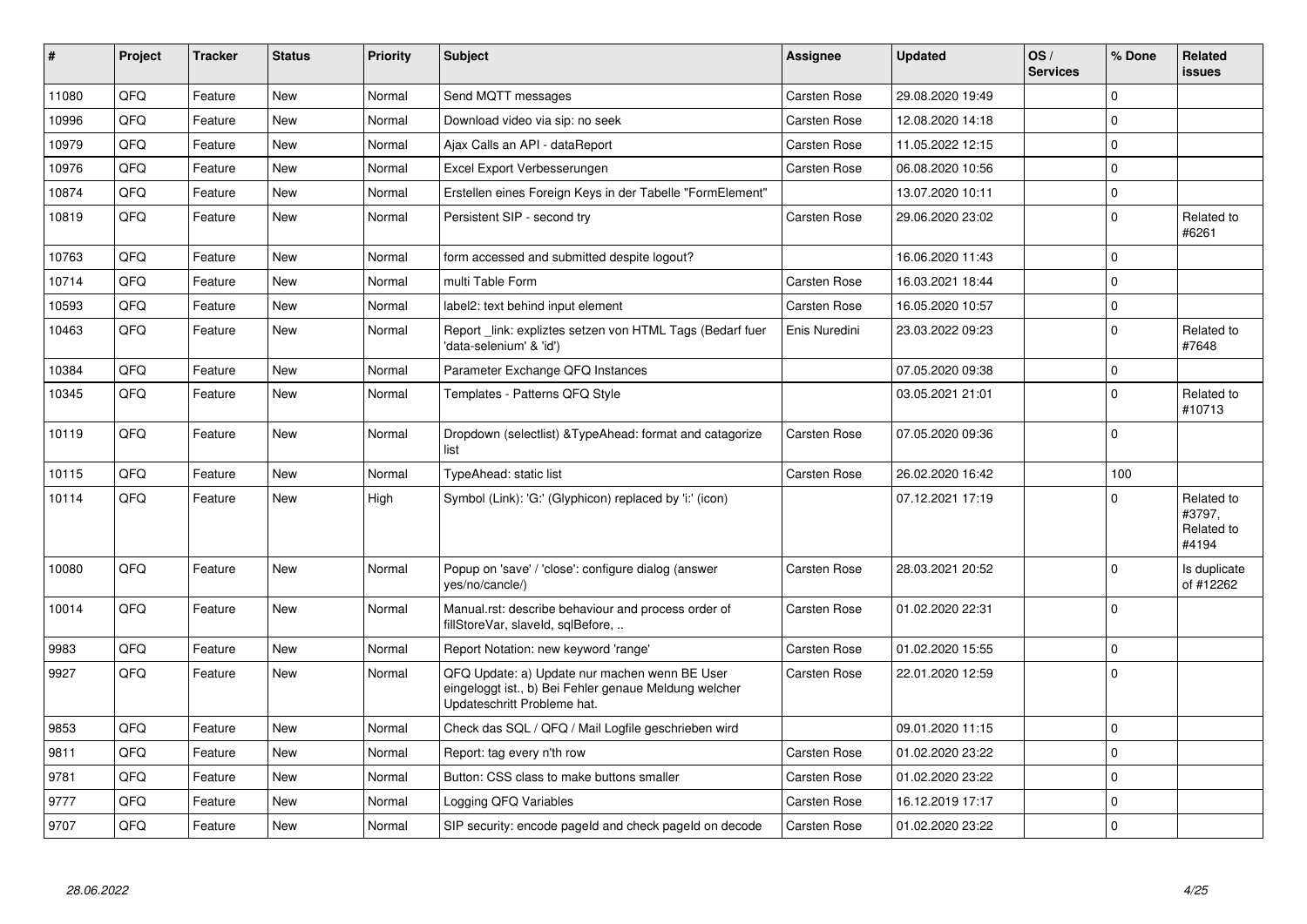| # | Project | Tracker | Status | Priority | Subject | Assignee | Updated | OS / Services | % Done | Related issues |
|---|---|---|---|---|---|---|---|---|---|---|
| 11080 | QFQ | Feature | New | Normal | Send MQTT messages | Carsten Rose | 29.08.2020 19:49 | | 0 | |
| 10996 | QFQ | Feature | New | Normal | Download video via sip: no seek | Carsten Rose | 12.08.2020 14:18 | | 0 | |
| 10979 | QFQ | Feature | New | Normal | Ajax Calls an API - dataReport | Carsten Rose | 11.05.2022 12:15 | | 0 | |
| 10976 | QFQ | Feature | New | Normal | Excel Export Verbesserungen | Carsten Rose | 06.08.2020 10:56 | | 0 | |
| 10874 | QFQ | Feature | New | Normal | Erstellen eines Foreign Keys in der Tabelle "FormElement" | | 13.07.2020 10:11 | | 0 | |
| 10819 | QFQ | Feature | New | Normal | Persistent SIP - second try | Carsten Rose | 29.06.2020 23:02 | | 0 | Related to #6261 |
| 10763 | QFQ | Feature | New | Normal | form accessed and submitted despite logout? | | 16.06.2020 11:43 | | 0 | |
| 10714 | QFQ | Feature | New | Normal | multi Table Form | Carsten Rose | 16.03.2021 18:44 | | 0 | |
| 10593 | QFQ | Feature | New | Normal | label2: text behind input element | Carsten Rose | 16.05.2020 10:57 | | 0 | |
| 10463 | QFQ | Feature | New | Normal | Report _link: expliztes setzen von HTML Tags (Bedarf fuer 'data-selenium' & 'id') | Enis Nuredini | 23.03.2022 09:23 | | 0 | Related to #7648 |
| 10384 | QFQ | Feature | New | Normal | Parameter Exchange QFQ Instances | | 07.05.2020 09:38 | | 0 | |
| 10345 | QFQ | Feature | New | Normal | Templates - Patterns QFQ Style | | 03.05.2021 21:01 | | 0 | Related to #10713 |
| 10119 | QFQ | Feature | New | Normal | Dropdown (selectlist) &TypeAhead: format and catagorize list | Carsten Rose | 07.05.2020 09:36 | | 0 | |
| 10115 | QFQ | Feature | New | Normal | TypeAhead: static list | Carsten Rose | 26.02.2020 16:42 | | 100 | |
| 10114 | QFQ | Feature | New | High | Symbol (Link): 'G:' (Glyphicon) replaced by 'i:' (icon) | | 07.12.2021 17:19 | | 0 | Related to #3797, Related to #4194 |
| 10080 | QFQ | Feature | New | Normal | Popup on 'save' / 'close': configure dialog (answer yes/no/cancle/) | Carsten Rose | 28.03.2021 20:52 | | 0 | Is duplicate of #12262 |
| 10014 | QFQ | Feature | New | Normal | Manual.rst: describe behaviour and process order of fillStoreVar, slaveId, sqlBefore, .. | Carsten Rose | 01.02.2020 22:31 | | 0 | |
| 9983 | QFQ | Feature | New | Normal | Report Notation: new keyword 'range' | Carsten Rose | 01.02.2020 15:55 | | 0 | |
| 9927 | QFQ | Feature | New | Normal | QFQ Update: a) Update nur machen wenn BE User eingeloggt ist., b) Bei Fehler genaue Meldung welcher Updateschritt Probleme hat. | Carsten Rose | 22.01.2020 12:59 | | 0 | |
| 9853 | QFQ | Feature | New | Normal | Check das SQL / QFQ / Mail Logfile geschrieben wird | | 09.01.2020 11:15 | | 0 | |
| 9811 | QFQ | Feature | New | Normal | Report: tag every n'th row | Carsten Rose | 01.02.2020 23:22 | | 0 | |
| 9781 | QFQ | Feature | New | Normal | Button: CSS class to make buttons smaller | Carsten Rose | 01.02.2020 23:22 | | 0 | |
| 9777 | QFQ | Feature | New | Normal | Logging QFQ Variables | Carsten Rose | 16.12.2019 17:17 | | 0 | |
| 9707 | QFQ | Feature | New | Normal | SIP security: encode pageId and check pageId on decode | Carsten Rose | 01.02.2020 23:22 | | 0 | |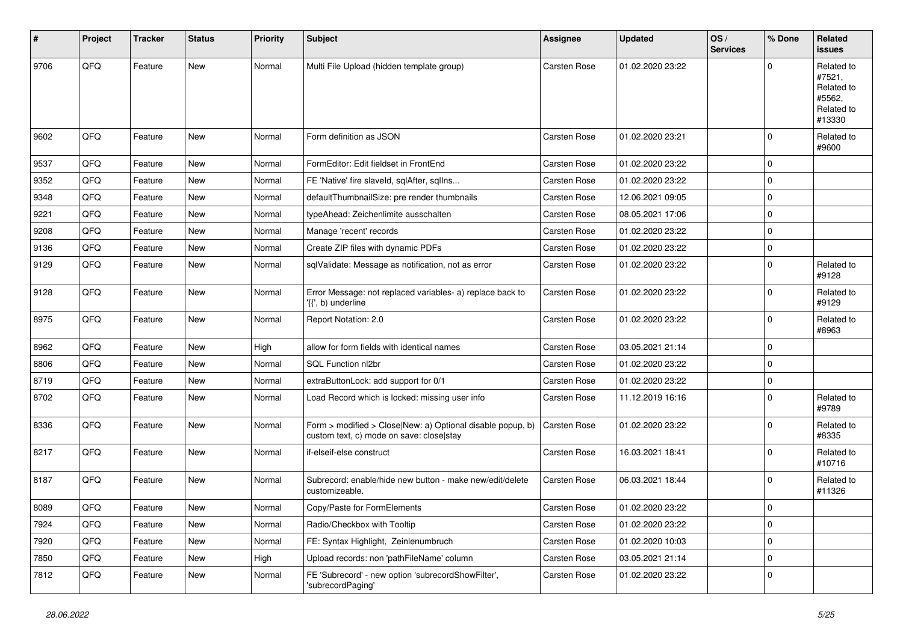| # | Project | Tracker | Status | Priority | Subject | Assignee | Updated | OS / Services | % Done | Related issues |
|---|---|---|---|---|---|---|---|---|---|---|
| 9706 | QFQ | Feature | New | Normal | Multi File Upload (hidden template group) | Carsten Rose | 01.02.2020 23:22 | | 0 | Related to #7521, Related to #5562, Related to #13330 |
| 9602 | QFQ | Feature | New | Normal | Form definition as JSON | Carsten Rose | 01.02.2020 23:21 | | 0 | Related to #9600 |
| 9537 | QFQ | Feature | New | Normal | FormEditor: Edit fieldset in FrontEnd | Carsten Rose | 01.02.2020 23:22 | | 0 | |
| 9352 | QFQ | Feature | New | Normal | FE 'Native' fire slaveId, sqlAfter, sqlIns... | Carsten Rose | 01.02.2020 23:22 | | 0 | |
| 9348 | QFQ | Feature | New | Normal | defaultThumbnailSize: pre render thumbnails | Carsten Rose | 12.06.2021 09:05 | | 0 | |
| 9221 | QFQ | Feature | New | Normal | typeAhead: Zeichenlimite ausschalten | Carsten Rose | 08.05.2021 17:06 | | 0 | |
| 9208 | QFQ | Feature | New | Normal | Manage 'recent' records | Carsten Rose | 01.02.2020 23:22 | | 0 | |
| 9136 | QFQ | Feature | New | Normal | Create ZIP files with dynamic PDFs | Carsten Rose | 01.02.2020 23:22 | | 0 | |
| 9129 | QFQ | Feature | New | Normal | sqlValidate: Message as notification, not as error | Carsten Rose | 01.02.2020 23:22 | | 0 | Related to #9128 |
| 9128 | QFQ | Feature | New | Normal | Error Message: not replaced variables- a) replace back to '{{', b) underline | Carsten Rose | 01.02.2020 23:22 | | 0 | Related to #9129 |
| 8975 | QFQ | Feature | New | Normal | Report Notation: 2.0 | Carsten Rose | 01.02.2020 23:22 | | 0 | Related to #8963 |
| 8962 | QFQ | Feature | New | High | allow for form fields with identical names | Carsten Rose | 03.05.2021 21:14 | | 0 | |
| 8806 | QFQ | Feature | New | Normal | SQL Function nl2br | Carsten Rose | 01.02.2020 23:22 | | 0 | |
| 8719 | QFQ | Feature | New | Normal | extraButtonLock: add support for 0/1 | Carsten Rose | 01.02.2020 23:22 | | 0 | |
| 8702 | QFQ | Feature | New | Normal | Load Record which is locked: missing user info | Carsten Rose | 11.12.2019 16:16 | | 0 | Related to #9789 |
| 8336 | QFQ | Feature | New | Normal | Form > modified > Close\|New: a) Optional disable popup, b) custom text, c) mode on save: close\|stay | Carsten Rose | 01.02.2020 23:22 | | 0 | Related to #8335 |
| 8217 | QFQ | Feature | New | Normal | if-elseif-else construct | Carsten Rose | 16.03.2021 18:41 | | 0 | Related to #10716 |
| 8187 | QFQ | Feature | New | Normal | Subrecord: enable/hide new button - make new/edit/delete customizeable. | Carsten Rose | 06.03.2021 18:44 | | 0 | Related to #11326 |
| 8089 | QFQ | Feature | New | Normal | Copy/Paste for FormElements | Carsten Rose | 01.02.2020 23:22 | | 0 | |
| 7924 | QFQ | Feature | New | Normal | Radio/Checkbox with Tooltip | Carsten Rose | 01.02.2020 23:22 | | 0 | |
| 7920 | QFQ | Feature | New | Normal | FE: Syntax Highlight, Zeinlenumbruch | Carsten Rose | 01.02.2020 10:03 | | 0 | |
| 7850 | QFQ | Feature | New | High | Upload records: non 'pathFileName' column | Carsten Rose | 03.05.2021 21:14 | | 0 | |
| 7812 | QFQ | Feature | New | Normal | FE 'Subrecord' - new option 'subrecordShowFilter', 'subrecordPaging' | Carsten Rose | 01.02.2020 23:22 | | 0 | |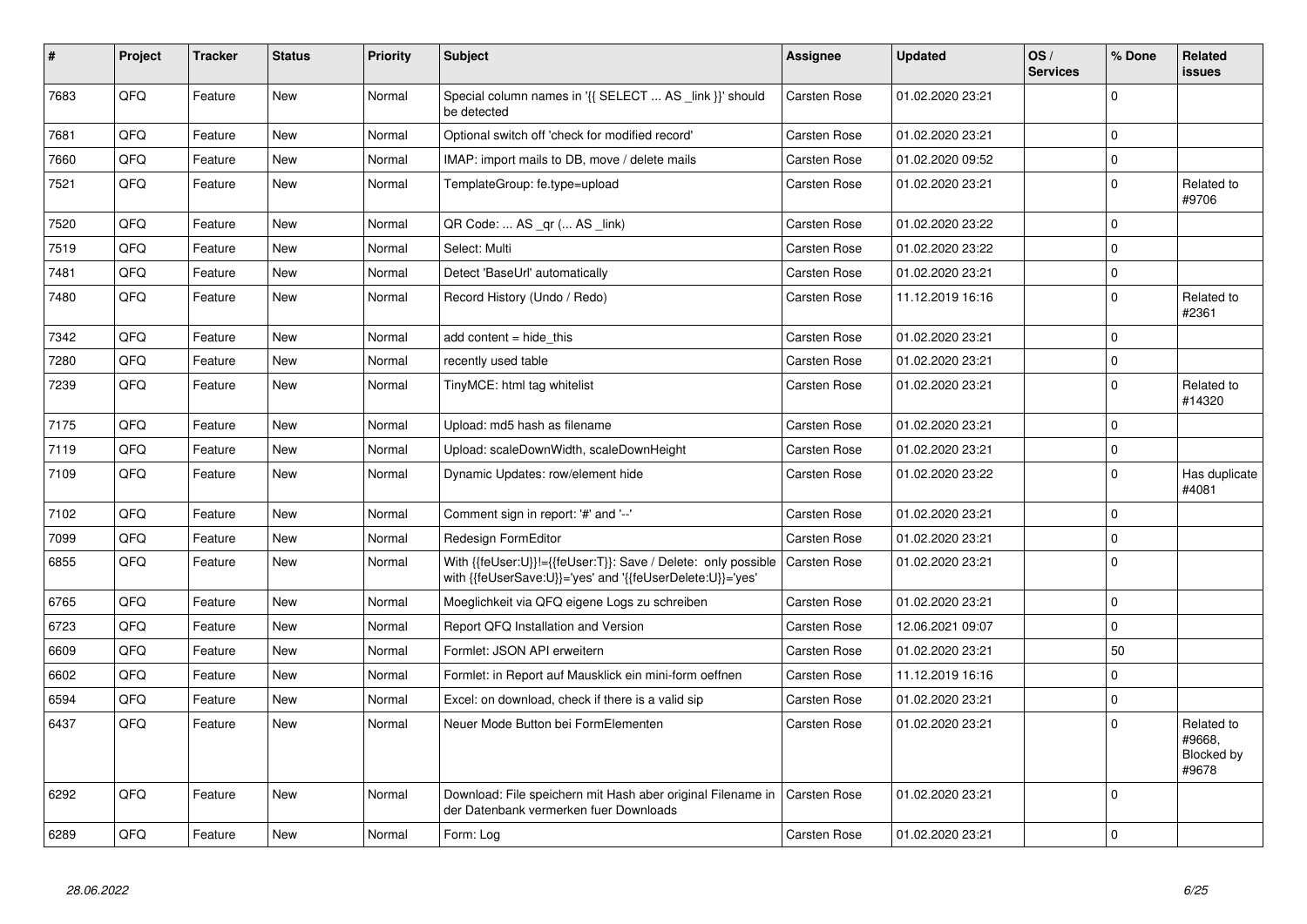| # | Project | Tracker | Status | Priority | Subject | Assignee | Updated | OS / Services | % Done | Related issues |
|---|---|---|---|---|---|---|---|---|---|---|
| 7683 | QFQ | Feature | New | Normal | Special column names in '{{ SELECT ... AS _link }}' should be detected | Carsten Rose | 01.02.2020 23:21 | | 0 | |
| 7681 | QFQ | Feature | New | Normal | Optional switch off 'check for modified record' | Carsten Rose | 01.02.2020 23:21 | | 0 | |
| 7660 | QFQ | Feature | New | Normal | IMAP: import mails to DB, move / delete mails | Carsten Rose | 01.02.2020 09:52 | | 0 | |
| 7521 | QFQ | Feature | New | Normal | TemplateGroup: fe.type=upload | Carsten Rose | 01.02.2020 23:21 | | 0 | Related to #9706 |
| 7520 | QFQ | Feature | New | Normal | QR Code: ... AS _qr (... AS _link) | Carsten Rose | 01.02.2020 23:22 | | 0 | |
| 7519 | QFQ | Feature | New | Normal | Select: Multi | Carsten Rose | 01.02.2020 23:22 | | 0 | |
| 7481 | QFQ | Feature | New | Normal | Detect 'BaseUrl' automatically | Carsten Rose | 01.02.2020 23:21 | | 0 | |
| 7480 | QFQ | Feature | New | Normal | Record History (Undo / Redo) | Carsten Rose | 11.12.2019 16:16 | | 0 | Related to #2361 |
| 7342 | QFQ | Feature | New | Normal | add content = hide_this | Carsten Rose | 01.02.2020 23:21 | | 0 | |
| 7280 | QFQ | Feature | New | Normal | recently used table | Carsten Rose | 01.02.2020 23:21 | | 0 | |
| 7239 | QFQ | Feature | New | Normal | TinyMCE: html tag whitelist | Carsten Rose | 01.02.2020 23:21 | | 0 | Related to #14320 |
| 7175 | QFQ | Feature | New | Normal | Upload: md5 hash as filename | Carsten Rose | 01.02.2020 23:21 | | 0 | |
| 7119 | QFQ | Feature | New | Normal | Upload: scaleDownWidth, scaleDownHeight | Carsten Rose | 01.02.2020 23:21 | | 0 | |
| 7109 | QFQ | Feature | New | Normal | Dynamic Updates: row/element hide | Carsten Rose | 01.02.2020 23:22 | | 0 | Has duplicate #4081 |
| 7102 | QFQ | Feature | New | Normal | Comment sign in report: '#' and '--' | Carsten Rose | 01.02.2020 23:21 | | 0 | |
| 7099 | QFQ | Feature | New | Normal | Redesign FormEditor | Carsten Rose | 01.02.2020 23:21 | | 0 | |
| 6855 | QFQ | Feature | New | Normal | With {{feUser:U}}!={{feUser:T}}: Save / Delete: only possible with {{feUserSave:U}}='yes' and '{{feUserDelete:U}}='yes' | Carsten Rose | 01.02.2020 23:21 | | 0 | |
| 6765 | QFQ | Feature | New | Normal | Moeglichkeit via QFQ eigene Logs zu schreiben | Carsten Rose | 01.02.2020 23:21 | | 0 | |
| 6723 | QFQ | Feature | New | Normal | Report QFQ Installation and Version | Carsten Rose | 12.06.2021 09:07 | | 0 | |
| 6609 | QFQ | Feature | New | Normal | Formlet: JSON API erweitern | Carsten Rose | 01.02.2020 23:21 | | 50 | |
| 6602 | QFQ | Feature | New | Normal | Formlet: in Report auf Mausklick ein mini-form oeffnen | Carsten Rose | 11.12.2019 16:16 | | 0 | |
| 6594 | QFQ | Feature | New | Normal | Excel: on download, check if there is a valid sip | Carsten Rose | 01.02.2020 23:21 | | 0 | |
| 6437 | QFQ | Feature | New | Normal | Neuer Mode Button bei FormElementen | Carsten Rose | 01.02.2020 23:21 | | 0 | Related to #9668, Blocked by #9678 |
| 6292 | QFQ | Feature | New | Normal | Download: File speichern mit Hash aber original Filename in der Datenbank vermerken fuer Downloads | Carsten Rose | 01.02.2020 23:21 | | 0 | |
| 6289 | QFQ | Feature | New | Normal | Form: Log | Carsten Rose | 01.02.2020 23:21 | | 0 | |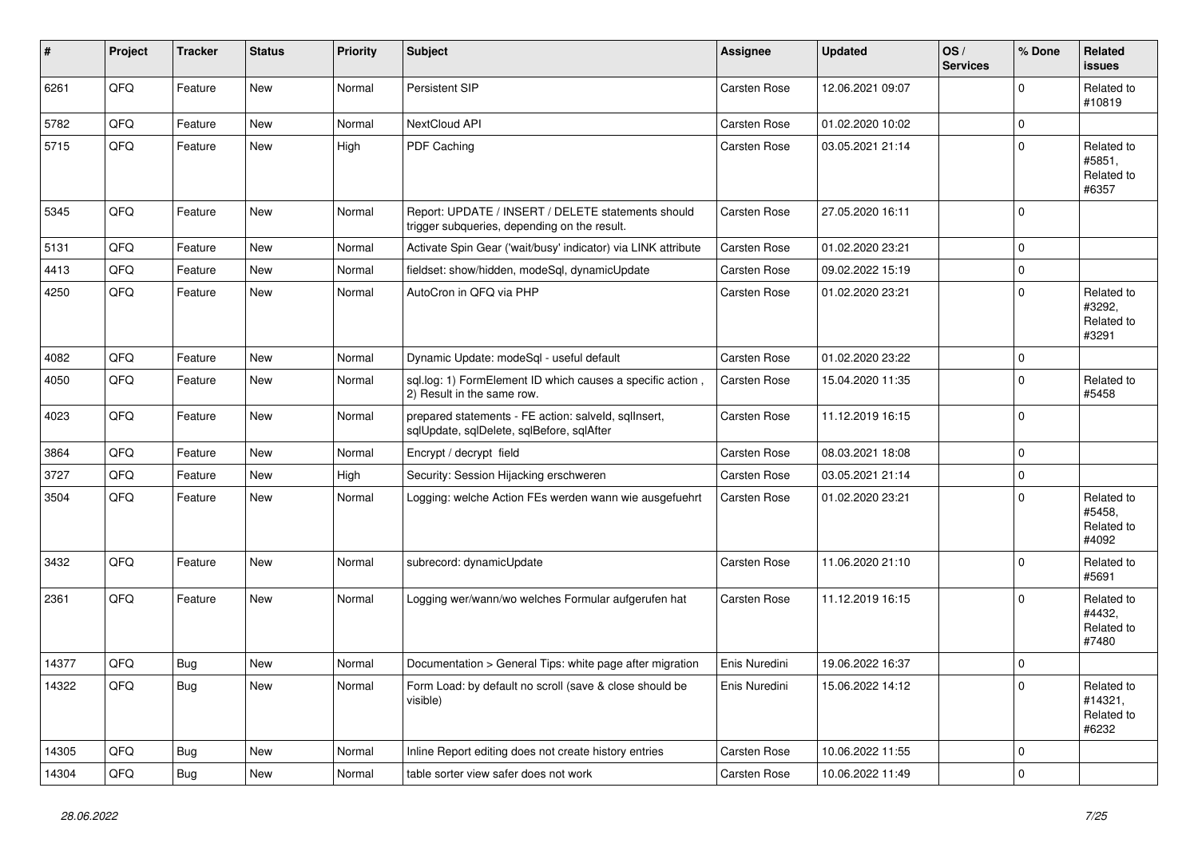| # | Project | Tracker | Status | Priority | Subject | Assignee | Updated | OS / Services | % Done | Related issues |
|---|---|---|---|---|---|---|---|---|---|---|
| 6261 | QFQ | Feature | New | Normal | Persistent SIP | Carsten Rose | 12.06.2021 09:07 | | 0 | Related to #10819 |
| 5782 | QFQ | Feature | New | Normal | NextCloud API | Carsten Rose | 01.02.2020 10:02 | | 0 | |
| 5715 | QFQ | Feature | New | High | PDF Caching | Carsten Rose | 03.05.2021 21:14 | | 0 | Related to #5851, Related to #6357 |
| 5345 | QFQ | Feature | New | Normal | Report: UPDATE / INSERT / DELETE statements should trigger subqueries, depending on the result. | Carsten Rose | 27.05.2020 16:11 | | 0 | |
| 5131 | QFQ | Feature | New | Normal | Activate Spin Gear ('wait/busy' indicator) via LINK attribute | Carsten Rose | 01.02.2020 23:21 | | 0 | |
| 4413 | QFQ | Feature | New | Normal | fieldset: show/hidden, modeSql, dynamicUpdate | Carsten Rose | 09.02.2022 15:19 | | 0 | |
| 4250 | QFQ | Feature | New | Normal | AutoCron in QFQ via PHP | Carsten Rose | 01.02.2020 23:21 | | 0 | Related to #3292, Related to #3291 |
| 4082 | QFQ | Feature | New | Normal | Dynamic Update: modeSql - useful default | Carsten Rose | 01.02.2020 23:22 | | 0 | |
| 4050 | QFQ | Feature | New | Normal | sql.log: 1) FormElement ID which causes a specific action , 2) Result in the same row. | Carsten Rose | 15.04.2020 11:35 | | 0 | Related to #5458 |
| 4023 | QFQ | Feature | New | Normal | prepared statements - FE action: salveld, sqlInsert, sqlUpdate, sqlDelete, sqlBefore, sqlAfter | Carsten Rose | 11.12.2019 16:15 | | 0 | |
| 3864 | QFQ | Feature | New | Normal | Encrypt / decrypt field | Carsten Rose | 08.03.2021 18:08 | | 0 | |
| 3727 | QFQ | Feature | New | High | Security: Session Hijacking erschweren | Carsten Rose | 03.05.2021 21:14 | | 0 | |
| 3504 | QFQ | Feature | New | Normal | Logging: welche Action FEs werden wann wie ausgefuehrt | Carsten Rose | 01.02.2020 23:21 | | 0 | Related to #5458, Related to #4092 |
| 3432 | QFQ | Feature | New | Normal | subrecord: dynamicUpdate | Carsten Rose | 11.06.2020 21:10 | | 0 | Related to #5691 |
| 2361 | QFQ | Feature | New | Normal | Logging wer/wann/wo welches Formular aufgerufen hat | Carsten Rose | 11.12.2019 16:15 | | 0 | Related to #4432, Related to #7480 |
| 14377 | QFQ | Bug | New | Normal | Documentation > General Tips: white page after migration | Enis Nuredini | 19.06.2022 16:37 | | 0 | |
| 14322 | QFQ | Bug | New | Normal | Form Load: by default no scroll (save & close should be visible) | Enis Nuredini | 15.06.2022 14:12 | | 0 | Related to #14321, Related to #6232 |
| 14305 | QFQ | Bug | New | Normal | Inline Report editing does not create history entries | Carsten Rose | 10.06.2022 11:55 | | 0 | |
| 14304 | QFQ | Bug | New | Normal | table sorter view safer does not work | Carsten Rose | 10.06.2022 11:49 | | 0 | |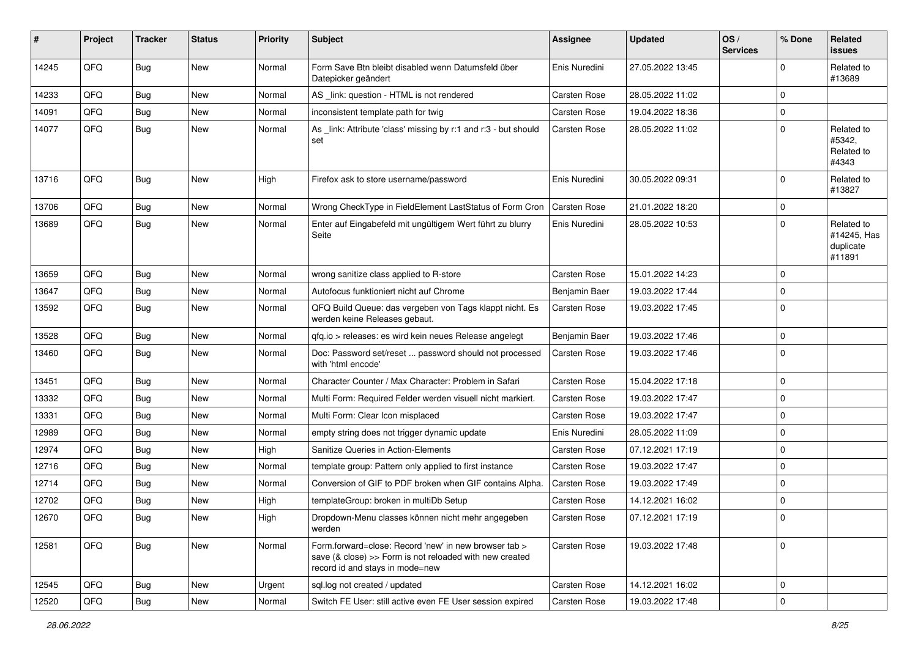| # | Project | Tracker | Status | Priority | Subject | Assignee | Updated | OS / Services | % Done | Related issues |
|---|---|---|---|---|---|---|---|---|---|---|
| 14245 | QFQ | Bug | New | Normal | Form Save Btn bleibt disabled wenn Datumsfeld über Datepicker geändert | Enis Nuredini | 27.05.2022 13:45 | | 0 | Related to #13689 |
| 14233 | QFQ | Bug | New | Normal | AS _link: question - HTML is not rendered | Carsten Rose | 28.05.2022 11:02 | | 0 | |
| 14091 | QFQ | Bug | New | Normal | inconsistent template path for twig | Carsten Rose | 19.04.2022 18:36 | | 0 | |
| 14077 | QFQ | Bug | New | Normal | As _link: Attribute 'class' missing by r:1 and r:3 - but should set | Carsten Rose | 28.05.2022 11:02 | | 0 | Related to #5342, Related to #4343 |
| 13716 | QFQ | Bug | New | High | Firefox ask to store username/password | Enis Nuredini | 30.05.2022 09:31 | | 0 | Related to #13827 |
| 13706 | QFQ | Bug | New | Normal | Wrong CheckType in FieldElement LastStatus of Form Cron | Carsten Rose | 21.01.2022 18:20 | | 0 | |
| 13689 | QFQ | Bug | New | Normal | Enter auf Eingabefeld mit ungültigem Wert führt zu blurry Seite | Enis Nuredini | 28.05.2022 10:53 | | 0 | Related to #14245, Has duplicate #11891 |
| 13659 | QFQ | Bug | New | Normal | wrong sanitize class applied to R-store | Carsten Rose | 15.01.2022 14:23 | | 0 | |
| 13647 | QFQ | Bug | New | Normal | Autofocus funktioniert nicht auf Chrome | Benjamin Baer | 19.03.2022 17:44 | | 0 | |
| 13592 | QFQ | Bug | New | Normal | QFQ Build Queue: das vergeben von Tags klappt nicht. Es werden keine Releases gebaut. | Carsten Rose | 19.03.2022 17:45 | | 0 | |
| 13528 | QFQ | Bug | New | Normal | qfq.io > releases: es wird kein neues Release angelegt | Benjamin Baer | 19.03.2022 17:46 | | 0 | |
| 13460 | QFQ | Bug | New | Normal | Doc: Password set/reset ... password should not processed with 'html encode' | Carsten Rose | 19.03.2022 17:46 | | 0 | |
| 13451 | QFQ | Bug | New | Normal | Character Counter / Max Character: Problem in Safari | Carsten Rose | 15.04.2022 17:18 | | 0 | |
| 13332 | QFQ | Bug | New | Normal | Multi Form: Required Felder werden visuell nicht markiert. | Carsten Rose | 19.03.2022 17:47 | | 0 | |
| 13331 | QFQ | Bug | New | Normal | Multi Form: Clear Icon misplaced | Carsten Rose | 19.03.2022 17:47 | | 0 | |
| 12989 | QFQ | Bug | New | Normal | empty string does not trigger dynamic update | Enis Nuredini | 28.05.2022 11:09 | | 0 | |
| 12974 | QFQ | Bug | New | High | Sanitize Queries in Action-Elements | Carsten Rose | 07.12.2021 17:19 | | 0 | |
| 12716 | QFQ | Bug | New | Normal | template group: Pattern only applied to first instance | Carsten Rose | 19.03.2022 17:47 | | 0 | |
| 12714 | QFQ | Bug | New | Normal | Conversion of GIF to PDF broken when GIF contains Alpha. | Carsten Rose | 19.03.2022 17:49 | | 0 | |
| 12702 | QFQ | Bug | New | High | templateGroup: broken in multiDb Setup | Carsten Rose | 14.12.2021 16:02 | | 0 | |
| 12670 | QFQ | Bug | New | High | Dropdown-Menu classes können nicht mehr angegeben werden | Carsten Rose | 07.12.2021 17:19 | | 0 | |
| 12581 | QFQ | Bug | New | Normal | Form.forward=close: Record 'new' in new browser tab > save (& close) >> Form is not reloaded with new created record id and stays in mode=new | Carsten Rose | 19.03.2022 17:48 | | 0 | |
| 12545 | QFQ | Bug | New | Urgent | sql.log not created / updated | Carsten Rose | 14.12.2021 16:02 | | 0 | |
| 12520 | QFQ | Bug | New | Normal | Switch FE User: still active even FE User session expired | Carsten Rose | 19.03.2022 17:48 | | 0 | |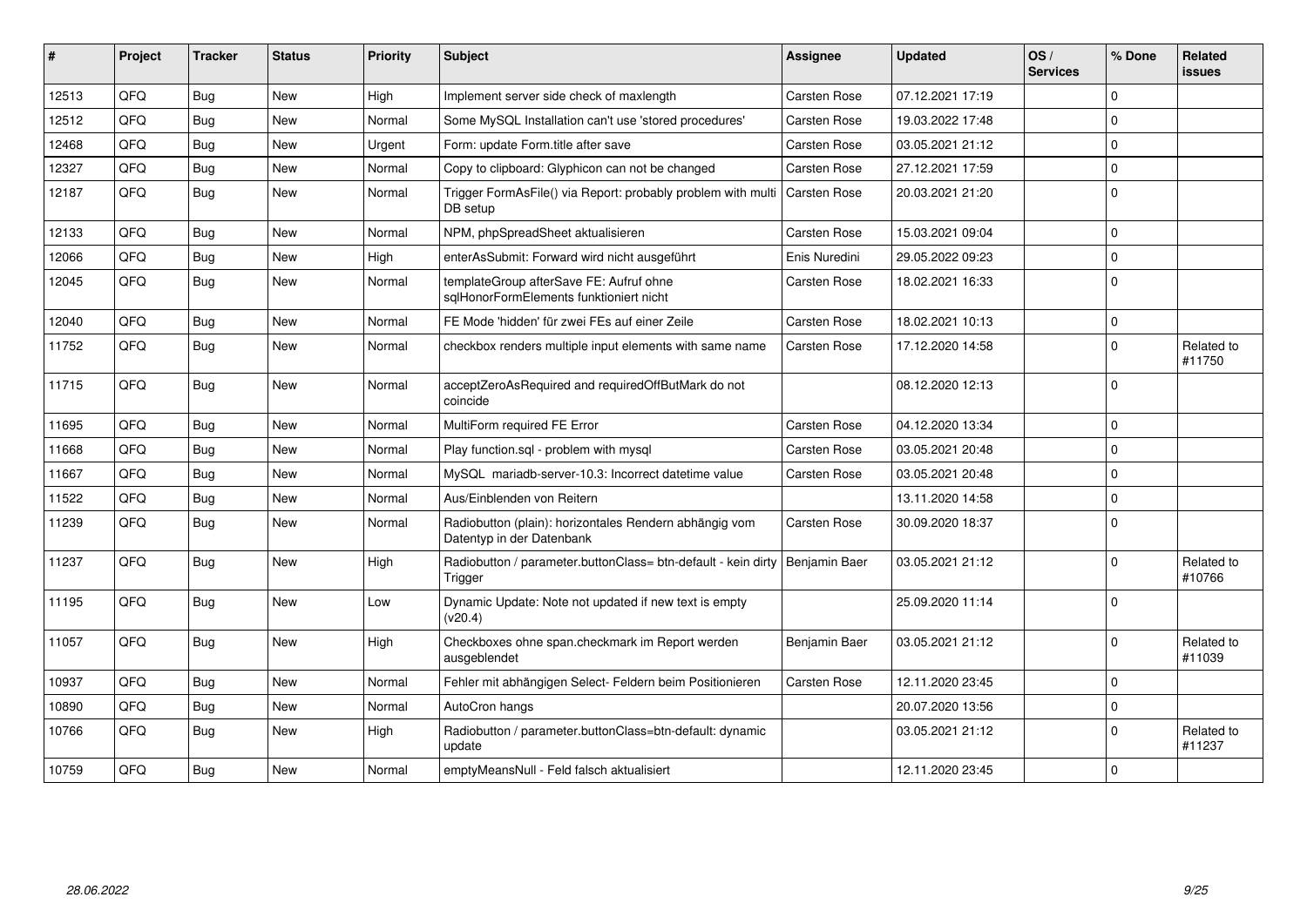| # | Project | Tracker | Status | Priority | Subject | Assignee | Updated | OS / Services | % Done | Related issues |
|---|---|---|---|---|---|---|---|---|---|---|
| 12513 | QFQ | Bug | New | High | Implement server side check of maxlength | Carsten Rose | 07.12.2021 17:19 | | 0 | |
| 12512 | QFQ | Bug | New | Normal | Some MySQL Installation can't use 'stored procedures' | Carsten Rose | 19.03.2022 17:48 | | 0 | |
| 12468 | QFQ | Bug | New | Urgent | Form: update Form.title after save | Carsten Rose | 03.05.2021 21:12 | | 0 | |
| 12327 | QFQ | Bug | New | Normal | Copy to clipboard: Glyphicon can not be changed | Carsten Rose | 27.12.2021 17:59 | | 0 | |
| 12187 | QFQ | Bug | New | Normal | Trigger FormAsFile() via Report: probably problem with multi DB setup | Carsten Rose | 20.03.2021 21:20 | | 0 | |
| 12133 | QFQ | Bug | New | Normal | NPM, phpSpreadSheet aktualisieren | Carsten Rose | 15.03.2021 09:04 | | 0 | |
| 12066 | QFQ | Bug | New | High | enterAsSubmit: Forward wird nicht ausgeführt | Enis Nuredini | 29.05.2022 09:23 | | 0 | |
| 12045 | QFQ | Bug | New | Normal | templateGroup afterSave FE: Aufruf ohne sqlHonorFormElements funktioniert nicht | Carsten Rose | 18.02.2021 16:33 | | 0 | |
| 12040 | QFQ | Bug | New | Normal | FE Mode 'hidden' für zwei FEs auf einer Zeile | Carsten Rose | 18.02.2021 10:13 | | 0 | |
| 11752 | QFQ | Bug | New | Normal | checkbox renders multiple input elements with same name | Carsten Rose | 17.12.2020 14:58 | | 0 | Related to #11750 |
| 11715 | QFQ | Bug | New | Normal | acceptZeroAsRequired and requiredOffButMark do not coincide | | 08.12.2020 12:13 | | 0 | |
| 11695 | QFQ | Bug | New | Normal | MultiForm required FE Error | Carsten Rose | 04.12.2020 13:34 | | 0 | |
| 11668 | QFQ | Bug | New | Normal | Play function.sql - problem with mysql | Carsten Rose | 03.05.2021 20:48 | | 0 | |
| 11667 | QFQ | Bug | New | Normal | MySQL mariadb-server-10.3: Incorrect datetime value | Carsten Rose | 03.05.2021 20:48 | | 0 | |
| 11522 | QFQ | Bug | New | Normal | Aus/Einblenden von Reitern | | 13.11.2020 14:58 | | 0 | |
| 11239 | QFQ | Bug | New | Normal | Radiobutton (plain): horizontales Rendern abhängig vom Datentyp in der Datenbank | Carsten Rose | 30.09.2020 18:37 | | 0 | |
| 11237 | QFQ | Bug | New | High | Radiobutton / parameter.buttonClass= btn-default - kein dirty Trigger | Benjamin Baer | 03.05.2021 21:12 | | 0 | Related to #10766 |
| 11195 | QFQ | Bug | New | Low | Dynamic Update: Note not updated if new text is empty (v20.4) | | 25.09.2020 11:14 | | 0 | |
| 11057 | QFQ | Bug | New | High | Checkboxes ohne span.checkmark im Report werden ausgeblendet | Benjamin Baer | 03.05.2021 21:12 | | 0 | Related to #11039 |
| 10937 | QFQ | Bug | New | Normal | Fehler mit abhängigen Select- Feldern beim Positionieren | Carsten Rose | 12.11.2020 23:45 | | 0 | |
| 10890 | QFQ | Bug | New | Normal | AutoCron hangs | | 20.07.2020 13:56 | | 0 | |
| 10766 | QFQ | Bug | New | High | Radiobutton / parameter.buttonClass=btn-default: dynamic update | | 03.05.2021 21:12 | | 0 | Related to #11237 |
| 10759 | QFQ | Bug | New | Normal | emptyMeansNull - Feld falsch aktualisiert | | 12.11.2020 23:45 | | 0 | |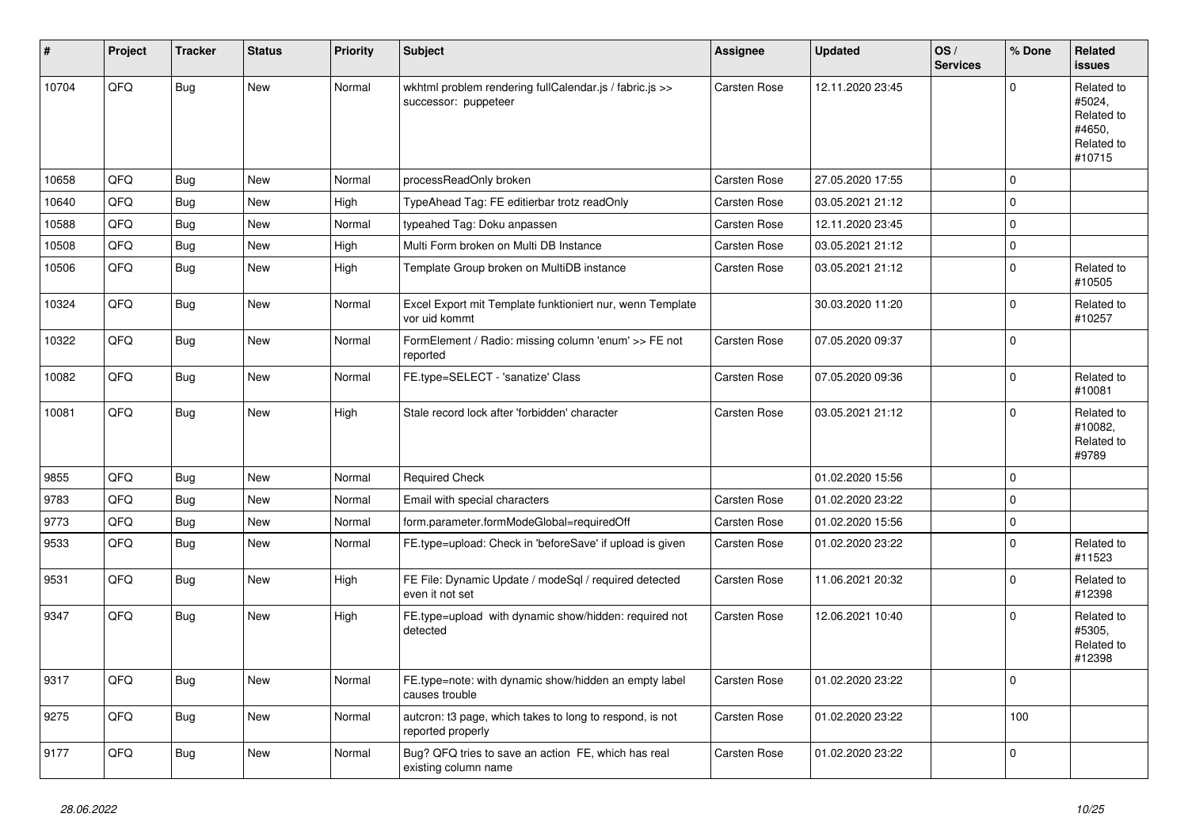| # | Project | Tracker | Status | Priority | Subject | Assignee | Updated | OS / Services | % Done | Related issues |
|---|---|---|---|---|---|---|---|---|---|---|
| 10704 | QFQ | Bug | New | Normal | wkhtml problem rendering fullCalendar.js / fabric.js >> successor: puppeteer | Carsten Rose | 12.11.2020 23:45 | | 0 | Related to #5024, Related to #4650, Related to #10715 |
| 10658 | QFQ | Bug | New | Normal | processReadOnly broken | Carsten Rose | 27.05.2020 17:55 | | 0 | |
| 10640 | QFQ | Bug | New | High | TypeAhead Tag: FE editierbar trotz readOnly | Carsten Rose | 03.05.2021 21:12 | | 0 | |
| 10588 | QFQ | Bug | New | Normal | typeahed Tag: Doku anpassen | Carsten Rose | 12.11.2020 23:45 | | 0 | |
| 10508 | QFQ | Bug | New | High | Multi Form broken on Multi DB Instance | Carsten Rose | 03.05.2021 21:12 | | 0 | |
| 10506 | QFQ | Bug | New | High | Template Group broken on MultiDB instance | Carsten Rose | 03.05.2021 21:12 | | 0 | Related to #10505 |
| 10324 | QFQ | Bug | New | Normal | Excel Export mit Template funktioniert nur, wenn Template vor uid kommt | | 30.03.2020 11:20 | | 0 | Related to #10257 |
| 10322 | QFQ | Bug | New | Normal | FormElement / Radio: missing column 'enum' >> FE not reported | Carsten Rose | 07.05.2020 09:37 | | 0 | |
| 10082 | QFQ | Bug | New | Normal | FE.type=SELECT - 'sanatize' Class | Carsten Rose | 07.05.2020 09:36 | | 0 | Related to #10081 |
| 10081 | QFQ | Bug | New | High | Stale record lock after 'forbidden' character | Carsten Rose | 03.05.2021 21:12 | | 0 | Related to #10082, Related to #9789 |
| 9855 | QFQ | Bug | New | Normal | Required Check | | 01.02.2020 15:56 | | 0 | |
| 9783 | QFQ | Bug | New | Normal | Email with special characters | Carsten Rose | 01.02.2020 23:22 | | 0 | |
| 9773 | QFQ | Bug | New | Normal | form.parameter.formModeGlobal=requiredOff | Carsten Rose | 01.02.2020 15:56 | | 0 | |
| 9533 | QFQ | Bug | New | Normal | FE.type=upload: Check in 'beforeSave' if upload is given | Carsten Rose | 01.02.2020 23:22 | | 0 | Related to #11523 |
| 9531 | QFQ | Bug | New | High | FE File: Dynamic Update / modeSql / required detected even it not set | Carsten Rose | 11.06.2021 20:32 | | 0 | Related to #12398 |
| 9347 | QFQ | Bug | New | High | FE.type=upload with dynamic show/hidden: required not detected | Carsten Rose | 12.06.2021 10:40 | | 0 | Related to #5305, Related to #12398 |
| 9317 | QFQ | Bug | New | Normal | FE.type=note: with dynamic show/hidden an empty label causes trouble | Carsten Rose | 01.02.2020 23:22 | | 0 | |
| 9275 | QFQ | Bug | New | Normal | autcron: t3 page, which takes to long to respond, is not reported properly | Carsten Rose | 01.02.2020 23:22 | | 100 | |
| 9177 | QFQ | Bug | New | Normal | Bug? QFQ tries to save an action FE, which has real existing column name | Carsten Rose | 01.02.2020 23:22 | | 0 | |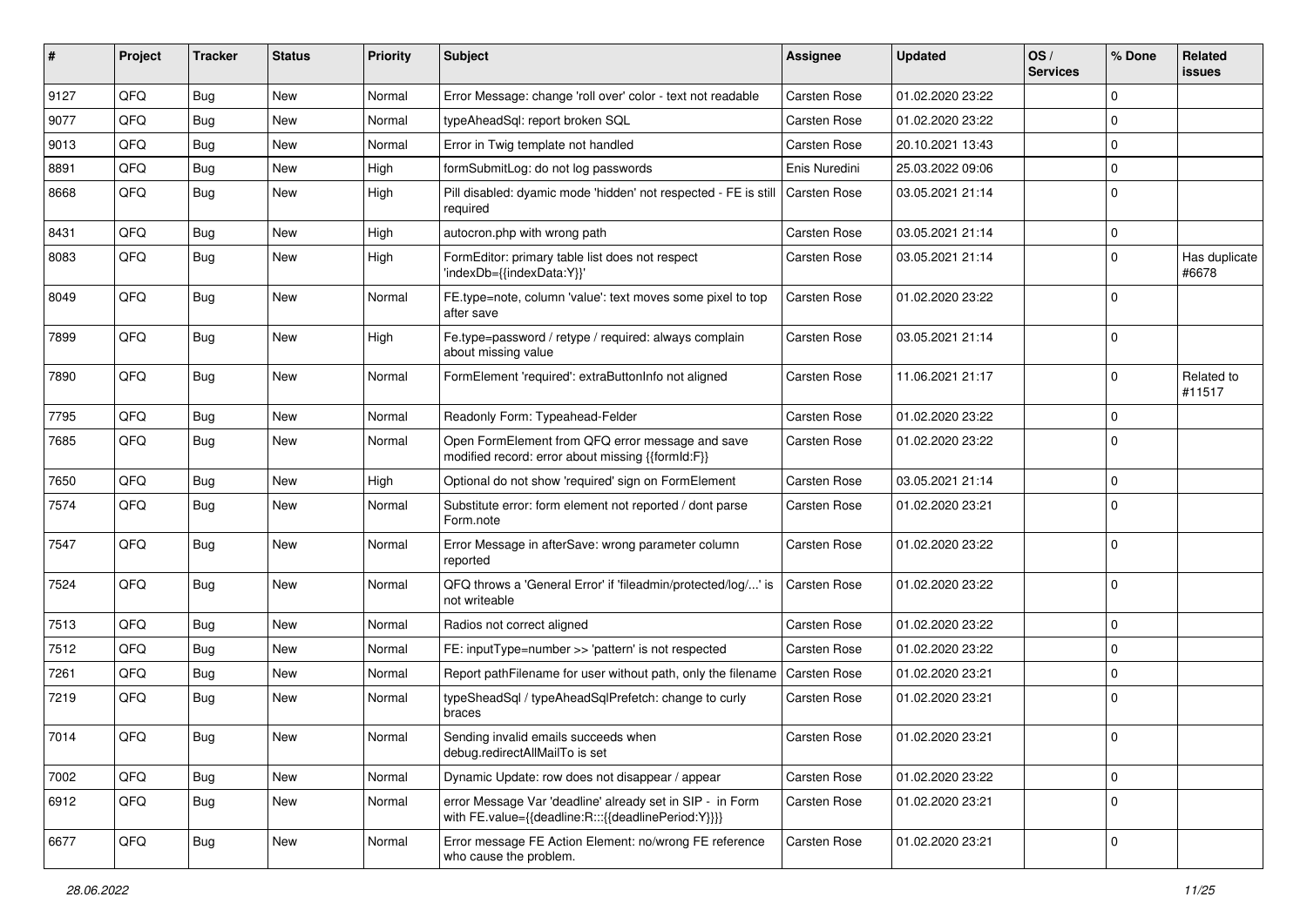| # | Project | Tracker | Status | Priority | Subject | Assignee | Updated | OS / Services | % Done | Related issues |
|---|---|---|---|---|---|---|---|---|---|---|
| 9127 | QFQ | Bug | New | Normal | Error Message: change 'roll over' color - text not readable | Carsten Rose | 01.02.2020 23:22 | | 0 | |
| 9077 | QFQ | Bug | New | Normal | typeAheadSql: report broken SQL | Carsten Rose | 01.02.2020 23:22 | | 0 | |
| 9013 | QFQ | Bug | New | Normal | Error in Twig template not handled | Carsten Rose | 20.10.2021 13:43 | | 0 | |
| 8891 | QFQ | Bug | New | High | formSubmitLog: do not log passwords | Enis Nuredini | 25.03.2022 09:06 | | 0 | |
| 8668 | QFQ | Bug | New | High | Pill disabled: dyamic mode 'hidden' not respected - FE is still required | Carsten Rose | 03.05.2021 21:14 | | 0 | |
| 8431 | QFQ | Bug | New | High | autocron.php with wrong path | Carsten Rose | 03.05.2021 21:14 | | 0 | |
| 8083 | QFQ | Bug | New | High | FormEditor: primary table list does not respect 'indexDb={{indexData:Y}}' | Carsten Rose | 03.05.2021 21:14 | | 0 | Has duplicate #6678 |
| 8049 | QFQ | Bug | New | Normal | FE.type=note, column 'value': text moves some pixel to top after save | Carsten Rose | 01.02.2020 23:22 | | 0 | |
| 7899 | QFQ | Bug | New | High | Fe.type=password / retype / required: always complain about missing value | Carsten Rose | 03.05.2021 21:14 | | 0 | |
| 7890 | QFQ | Bug | New | Normal | FormElement 'required': extraButtonInfo not aligned | Carsten Rose | 11.06.2021 21:17 | | 0 | Related to #11517 |
| 7795 | QFQ | Bug | New | Normal | Readonly Form: Typeahead-Felder | Carsten Rose | 01.02.2020 23:22 | | 0 | |
| 7685 | QFQ | Bug | New | Normal | Open FormElement from QFQ error message and save modified record: error about missing {{formId:F}} | Carsten Rose | 01.02.2020 23:22 | | 0 | |
| 7650 | QFQ | Bug | New | High | Optional do not show 'required' sign on FormElement | Carsten Rose | 03.05.2021 21:14 | | 0 | |
| 7574 | QFQ | Bug | New | Normal | Substitute error: form element not reported / dont parse Form.note | Carsten Rose | 01.02.2020 23:21 | | 0 | |
| 7547 | QFQ | Bug | New | Normal | Error Message in afterSave: wrong parameter column reported | Carsten Rose | 01.02.2020 23:22 | | 0 | |
| 7524 | QFQ | Bug | New | Normal | QFQ throws a 'General Error' if 'fileadmin/protected/log/...' is not writeable | Carsten Rose | 01.02.2020 23:22 | | 0 | |
| 7513 | QFQ | Bug | New | Normal | Radios not correct aligned | Carsten Rose | 01.02.2020 23:22 | | 0 | |
| 7512 | QFQ | Bug | New | Normal | FE: inputType=number >> 'pattern' is not respected | Carsten Rose | 01.02.2020 23:22 | | 0 | |
| 7261 | QFQ | Bug | New | Normal | Report pathFilename for user without path, only the filename | Carsten Rose | 01.02.2020 23:21 | | 0 | |
| 7219 | QFQ | Bug | New | Normal | typeSheadSql / typeAheadSqlPrefetch: change to curly braces | Carsten Rose | 01.02.2020 23:21 | | 0 | |
| 7014 | QFQ | Bug | New | Normal | Sending invalid emails succeeds when debug.redirectAllMailTo is set | Carsten Rose | 01.02.2020 23:21 | | 0 | |
| 7002 | QFQ | Bug | New | Normal | Dynamic Update: row does not disappear / appear | Carsten Rose | 01.02.2020 23:22 | | 0 | |
| 6912 | QFQ | Bug | New | Normal | error Message Var 'deadline' already set in SIP - in Form with FE.value={{deadline:R:::{{deadlinePeriod:Y}}}} | Carsten Rose | 01.02.2020 23:21 | | 0 | |
| 6677 | QFQ | Bug | New | Normal | Error message FE Action Element: no/wrong FE reference who cause the problem. | Carsten Rose | 01.02.2020 23:21 | | 0 | |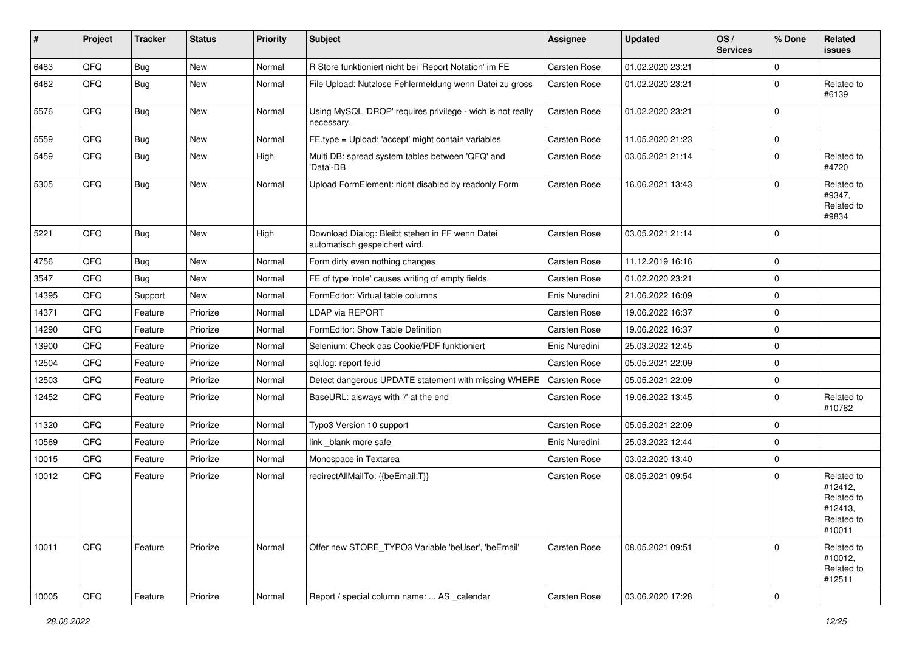| # | Project | Tracker | Status | Priority | Subject | Assignee | Updated | OS / Services | % Done | Related issues |
|---|---|---|---|---|---|---|---|---|---|---|
| 6483 | QFQ | Bug | New | Normal | R Store funktioniert nicht bei 'Report Notation' im FE | Carsten Rose | 01.02.2020 23:21 | | 0 | |
| 6462 | QFQ | Bug | New | Normal | File Upload: Nutzlose Fehlermeldung wenn Datei zu gross | Carsten Rose | 01.02.2020 23:21 | | 0 | Related to #6139 |
| 5576 | QFQ | Bug | New | Normal | Using MySQL 'DROP' requires privilege - wich is not really necessary. | Carsten Rose | 01.02.2020 23:21 | | 0 | |
| 5559 | QFQ | Bug | New | Normal | FE.type = Upload: 'accept' might contain variables | Carsten Rose | 11.05.2020 21:23 | | 0 | |
| 5459 | QFQ | Bug | New | High | Multi DB: spread system tables between 'QFQ' and 'Data'-DB | Carsten Rose | 03.05.2021 21:14 | | 0 | Related to #4720 |
| 5305 | QFQ | Bug | New | Normal | Upload FormElement: nicht disabled by readonly Form | Carsten Rose | 16.06.2021 13:43 | | 0 | Related to #9347, Related to #9834 |
| 5221 | QFQ | Bug | New | High | Download Dialog: Bleibt stehen in FF wenn Datei automatisch gespeichert wird. | Carsten Rose | 03.05.2021 21:14 | | 0 | |
| 4756 | QFQ | Bug | New | Normal | Form dirty even nothing changes | Carsten Rose | 11.12.2019 16:16 | | 0 | |
| 3547 | QFQ | Bug | New | Normal | FE of type 'note' causes writing of empty fields. | Carsten Rose | 01.02.2020 23:21 | | 0 | |
| 14395 | QFQ | Support | New | Normal | FormEditor: Virtual table columns | Enis Nuredini | 21.06.2022 16:09 | | 0 | |
| 14371 | QFQ | Feature | Priorize | Normal | LDAP via REPORT | Carsten Rose | 19.06.2022 16:37 | | 0 | |
| 14290 | QFQ | Feature | Priorize | Normal | FormEditor: Show Table Definition | Carsten Rose | 19.06.2022 16:37 | | 0 | |
| 13900 | QFQ | Feature | Priorize | Normal | Selenium: Check das Cookie/PDF funktioniert | Enis Nuredini | 25.03.2022 12:45 | | 0 | |
| 12504 | QFQ | Feature | Priorize | Normal | sql.log: report fe.id | Carsten Rose | 05.05.2021 22:09 | | 0 | |
| 12503 | QFQ | Feature | Priorize | Normal | Detect dangerous UPDATE statement with missing WHERE | Carsten Rose | 05.05.2021 22:09 | | 0 | |
| 12452 | QFQ | Feature | Priorize | Normal | BaseURL: alsways with '/' at the end | Carsten Rose | 19.06.2022 13:45 | | 0 | Related to #10782 |
| 11320 | QFQ | Feature | Priorize | Normal | Typo3 Version 10 support | Carsten Rose | 05.05.2021 22:09 | | 0 | |
| 10569 | QFQ | Feature | Priorize | Normal | link _blank more safe | Enis Nuredini | 25.03.2022 12:44 | | 0 | |
| 10015 | QFQ | Feature | Priorize | Normal | Monospace in Textarea | Carsten Rose | 03.02.2020 13:40 | | 0 | |
| 10012 | QFQ | Feature | Priorize | Normal | redirectAllMailTo: {{beEmail:T}} | Carsten Rose | 08.05.2021 09:54 | | 0 | Related to #12412, Related to #12413, Related to #10011 |
| 10011 | QFQ | Feature | Priorize | Normal | Offer new STORE_TYPO3 Variable 'beUser', 'beEmail' | Carsten Rose | 08.05.2021 09:51 | | 0 | Related to #10012, Related to #12511 |
| 10005 | QFQ | Feature | Priorize | Normal | Report / special column name: ... AS _calendar | Carsten Rose | 03.06.2020 17:28 | | 0 | |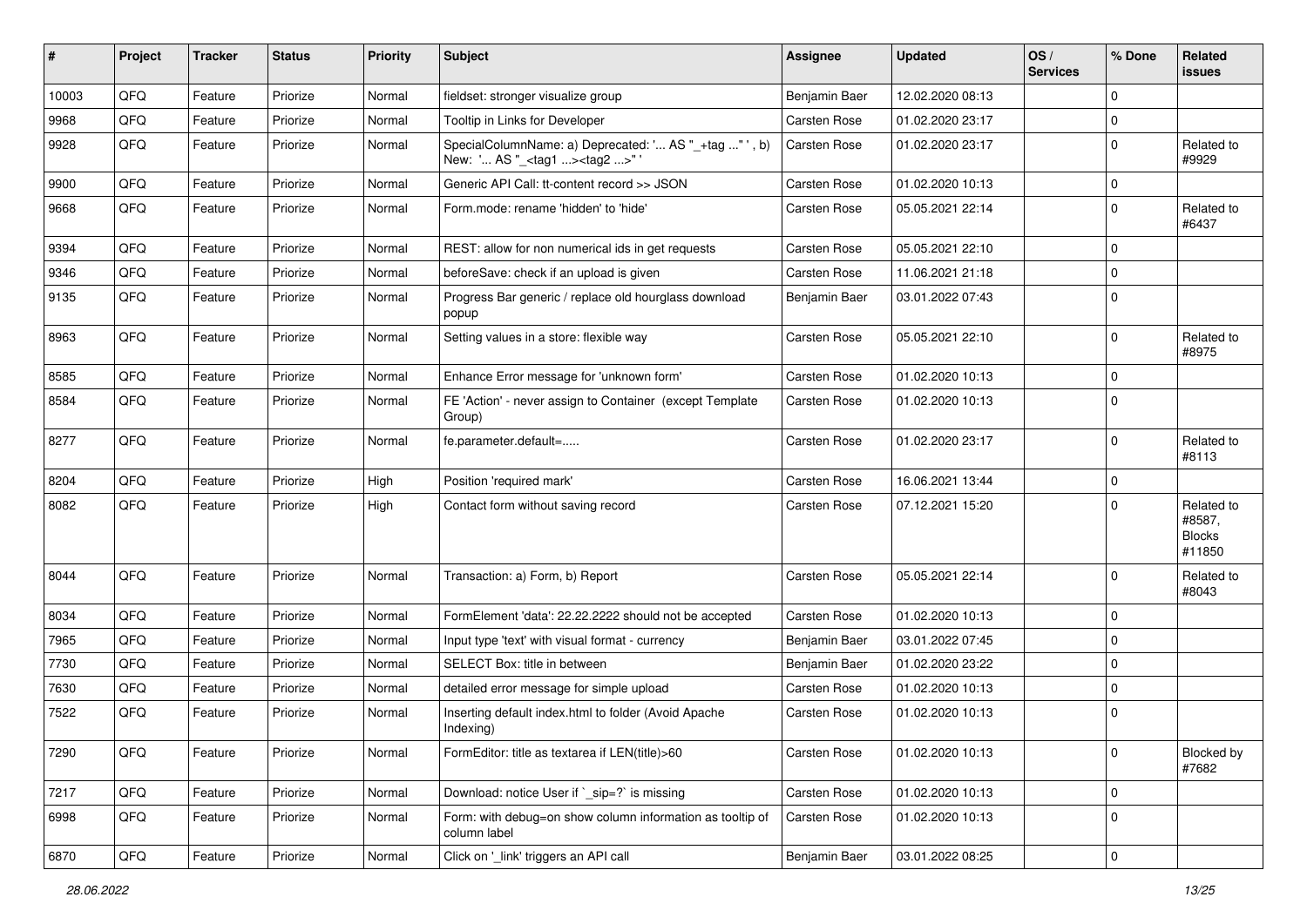| # | Project | Tracker | Status | Priority | Subject | Assignee | Updated | OS / Services | % Done | Related issues |
|---|---|---|---|---|---|---|---|---|---|---|
| 10003 | QFQ | Feature | Priorize | Normal | fieldset: stronger visualize group | Benjamin Baer | 12.02.2020 08:13 | | 0 | |
| 9968 | QFQ | Feature | Priorize | Normal | Tooltip in Links for Developer | Carsten Rose | 01.02.2020 23:17 | | 0 | |
| 9928 | QFQ | Feature | Priorize | Normal | SpecialColumnName: a) Deprecated: '... AS "_+tag ..." ', b) New: '... AS "_<tag1 ...><tag2 ...>" ' | Carsten Rose | 01.02.2020 23:17 | | 0 | Related to #9929 |
| 9900 | QFQ | Feature | Priorize | Normal | Generic API Call: tt-content record >> JSON | Carsten Rose | 01.02.2020 10:13 | | 0 | |
| 9668 | QFQ | Feature | Priorize | Normal | Form.mode: rename 'hidden' to 'hide' | Carsten Rose | 05.05.2021 22:14 | | 0 | Related to #6437 |
| 9394 | QFQ | Feature | Priorize | Normal | REST: allow for non numerical ids in get requests | Carsten Rose | 05.05.2021 22:10 | | 0 | |
| 9346 | QFQ | Feature | Priorize | Normal | beforeSave: check if an upload is given | Carsten Rose | 11.06.2021 21:18 | | 0 | |
| 9135 | QFQ | Feature | Priorize | Normal | Progress Bar generic / replace old hourglass download popup | Benjamin Baer | 03.01.2022 07:43 | | 0 | |
| 8963 | QFQ | Feature | Priorize | Normal | Setting values in a store: flexible way | Carsten Rose | 05.05.2021 22:10 | | 0 | Related to #8975 |
| 8585 | QFQ | Feature | Priorize | Normal | Enhance Error message for 'unknown form' | Carsten Rose | 01.02.2020 10:13 | | 0 | |
| 8584 | QFQ | Feature | Priorize | Normal | FE 'Action' - never assign to Container (except Template Group) | Carsten Rose | 01.02.2020 10:13 | | 0 | |
| 8277 | QFQ | Feature | Priorize | Normal | fe.parameter.default=..... | Carsten Rose | 01.02.2020 23:17 | | 0 | Related to #8113 |
| 8204 | QFQ | Feature | Priorize | High | Position 'required mark' | Carsten Rose | 16.06.2021 13:44 | | 0 | |
| 8082 | QFQ | Feature | Priorize | High | Contact form without saving record | Carsten Rose | 07.12.2021 15:20 | | 0 | Related to #8587, Blocks #11850 |
| 8044 | QFQ | Feature | Priorize | Normal | Transaction: a) Form, b) Report | Carsten Rose | 05.05.2021 22:14 | | 0 | Related to #8043 |
| 8034 | QFQ | Feature | Priorize | Normal | FormElement 'data': 22.22.2222 should not be accepted | Carsten Rose | 01.02.2020 10:13 | | 0 | |
| 7965 | QFQ | Feature | Priorize | Normal | Input type 'text' with visual format - currency | Benjamin Baer | 03.01.2022 07:45 | | 0 | |
| 7730 | QFQ | Feature | Priorize | Normal | SELECT Box: title in between | Benjamin Baer | 01.02.2020 23:22 | | 0 | |
| 7630 | QFQ | Feature | Priorize | Normal | detailed error message for simple upload | Carsten Rose | 01.02.2020 10:13 | | 0 | |
| 7522 | QFQ | Feature | Priorize | Normal | Inserting default index.html to folder (Avoid Apache Indexing) | Carsten Rose | 01.02.2020 10:13 | | 0 | |
| 7290 | QFQ | Feature | Priorize | Normal | FormEditor: title as textarea if LEN(title)>60 | Carsten Rose | 01.02.2020 10:13 | | 0 | Blocked by #7682 |
| 7217 | QFQ | Feature | Priorize | Normal | Download: notice User if `_sip=?` is missing | Carsten Rose | 01.02.2020 10:13 | | 0 | |
| 6998 | QFQ | Feature | Priorize | Normal | Form: with debug=on show column information as tooltip of column label | Carsten Rose | 01.02.2020 10:13 | | 0 | |
| 6870 | QFQ | Feature | Priorize | Normal | Click on '_link' triggers an API call | Benjamin Baer | 03.01.2022 08:25 | | 0 | |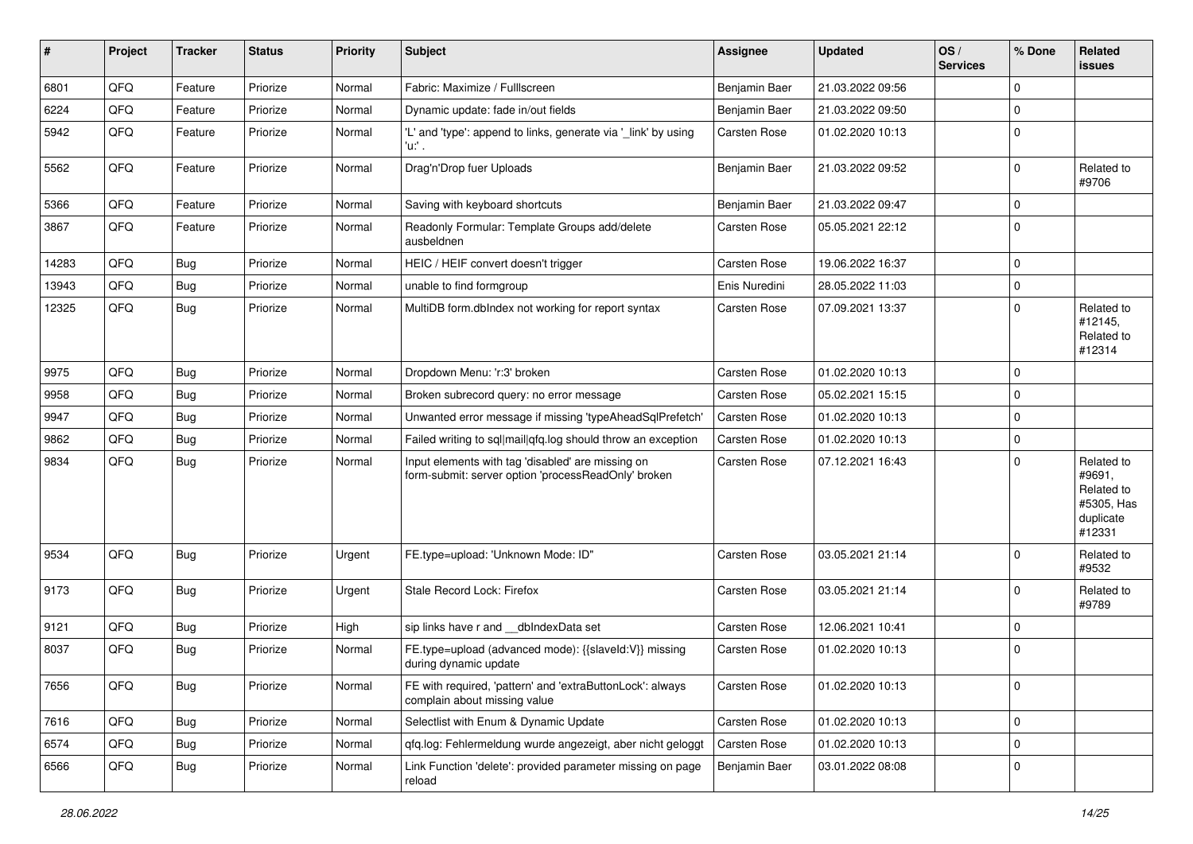| # | Project | Tracker | Status | Priority | Subject | Assignee | Updated | OS / Services | % Done | Related issues |
|---|---|---|---|---|---|---|---|---|---|---|
| 6801 | QFQ | Feature | Priorize | Normal | Fabric: Maximize / Fulllscreen | Benjamin Baer | 21.03.2022 09:56 | | 0 | |
| 6224 | QFQ | Feature | Priorize | Normal | Dynamic update: fade in/out fields | Benjamin Baer | 21.03.2022 09:50 | | 0 | |
| 5942 | QFQ | Feature | Priorize | Normal | 'L' and 'type': append to links, generate via '_link' by using 'u:' . | Carsten Rose | 01.02.2020 10:13 | | 0 | |
| 5562 | QFQ | Feature | Priorize | Normal | Drag'n'Drop fuer Uploads | Benjamin Baer | 21.03.2022 09:52 | | 0 | Related to #9706 |
| 5366 | QFQ | Feature | Priorize | Normal | Saving with keyboard shortcuts | Benjamin Baer | 21.03.2022 09:47 | | 0 | |
| 3867 | QFQ | Feature | Priorize | Normal | Readonly Formular: Template Groups add/delete ausbeldnen | Carsten Rose | 05.05.2021 22:12 | | 0 | |
| 14283 | QFQ | Bug | Priorize | Normal | HEIC / HEIF convert doesn't trigger | Carsten Rose | 19.06.2022 16:37 | | 0 | |
| 13943 | QFQ | Bug | Priorize | Normal | unable to find formgroup | Enis Nuredini | 28.05.2022 11:03 | | 0 | |
| 12325 | QFQ | Bug | Priorize | Normal | MultiDB form.dbIndex not working for report syntax | Carsten Rose | 07.09.2021 13:37 | | 0 | Related to #12145, Related to #12314 |
| 9975 | QFQ | Bug | Priorize | Normal | Dropdown Menu: 'r:3' broken | Carsten Rose | 01.02.2020 10:13 | | 0 | |
| 9958 | QFQ | Bug | Priorize | Normal | Broken subrecord query: no error message | Carsten Rose | 05.02.2021 15:15 | | 0 | |
| 9947 | QFQ | Bug | Priorize | Normal | Unwanted error message if missing 'typeAheadSqlPrefetch' | Carsten Rose | 01.02.2020 10:13 | | 0 | |
| 9862 | QFQ | Bug | Priorize | Normal | Failed writing to sql\|mail\|qfq.log should throw an exception | Carsten Rose | 01.02.2020 10:13 | | 0 | |
| 9834 | QFQ | Bug | Priorize | Normal | Input elements with tag 'disabled' are missing on form-submit: server option 'processReadOnly' broken | Carsten Rose | 07.12.2021 16:43 | | 0 | Related to #9691, Related to #5305, Has duplicate #12331 |
| 9534 | QFQ | Bug | Priorize | Urgent | FE.type=upload: 'Unknown Mode: ID" | Carsten Rose | 03.05.2021 21:14 | | 0 | Related to #9532 |
| 9173 | QFQ | Bug | Priorize | Urgent | Stale Record Lock: Firefox | Carsten Rose | 03.05.2021 21:14 | | 0 | Related to #9789 |
| 9121 | QFQ | Bug | Priorize | High | sip links have r and __dbIndexData set | Carsten Rose | 12.06.2021 10:41 | | 0 | |
| 8037 | QFQ | Bug | Priorize | Normal | FE.type=upload (advanced mode): {{slaveId:V}} missing during dynamic update | Carsten Rose | 01.02.2020 10:13 | | 0 | |
| 7656 | QFQ | Bug | Priorize | Normal | FE with required, 'pattern' and 'extraButtonLock': always complain about missing value | Carsten Rose | 01.02.2020 10:13 | | 0 | |
| 7616 | QFQ | Bug | Priorize | Normal | Selectlist with Enum & Dynamic Update | Carsten Rose | 01.02.2020 10:13 | | 0 | |
| 6574 | QFQ | Bug | Priorize | Normal | qfq.log: Fehlermeldung wurde angezeigt, aber nicht geloggt | Carsten Rose | 01.02.2020 10:13 | | 0 | |
| 6566 | QFQ | Bug | Priorize | Normal | Link Function 'delete': provided parameter missing on page reload | Benjamin Baer | 03.01.2022 08:08 | | 0 | |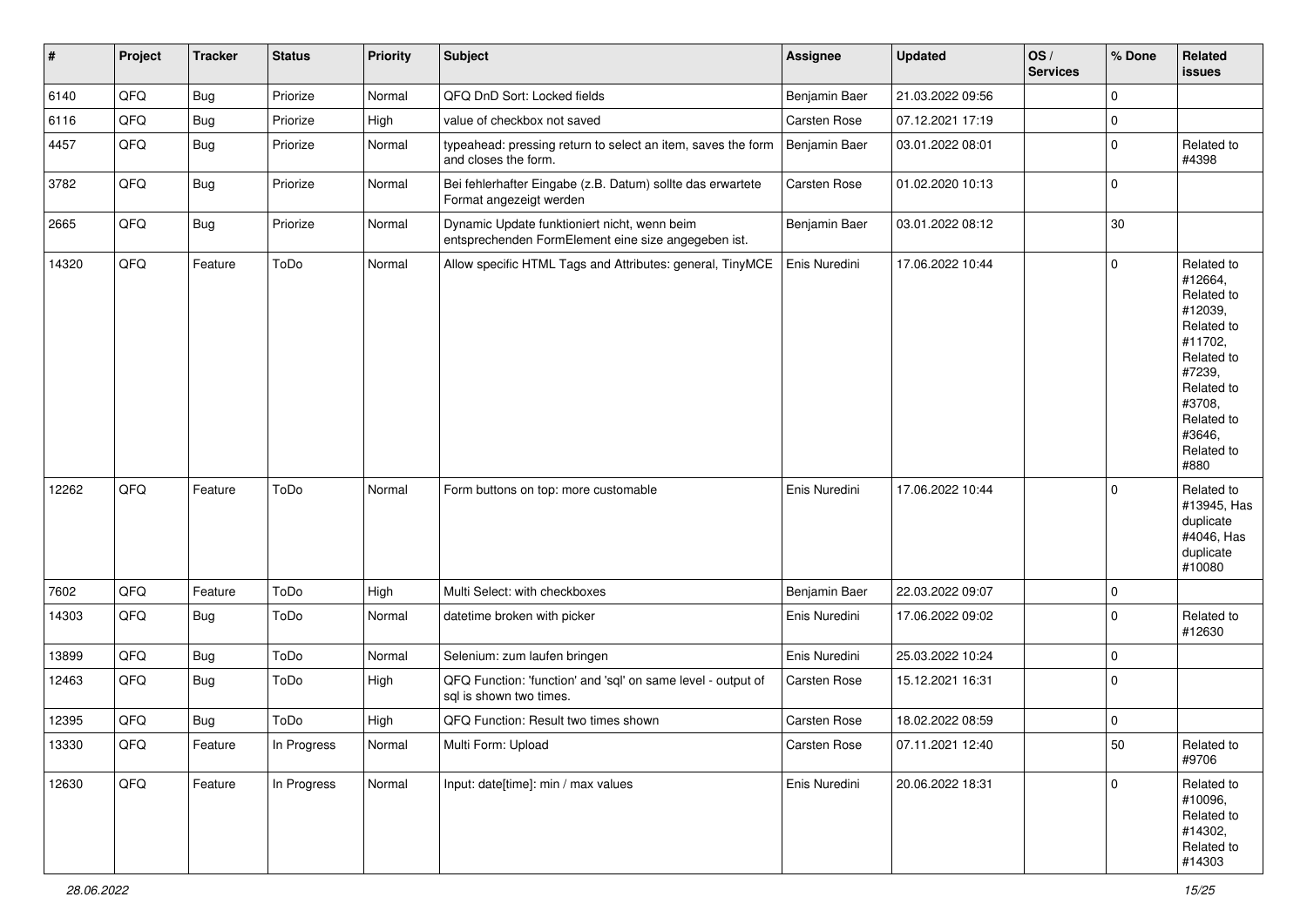| # | Project | Tracker | Status | Priority | Subject | Assignee | Updated | OS / Services | % Done | Related issues |
|---|---|---|---|---|---|---|---|---|---|---|
| 6140 | QFQ | Bug | Priorize | Normal | QFQ DnD Sort: Locked fields | Benjamin Baer | 21.03.2022 09:56 | | 0 | |
| 6116 | QFQ | Bug | Priorize | High | value of checkbox not saved | Carsten Rose | 07.12.2021 17:19 | | 0 | |
| 4457 | QFQ | Bug | Priorize | Normal | typeahead: pressing return to select an item, saves the form and closes the form. | Benjamin Baer | 03.01.2022 08:01 | | 0 | Related to #4398 |
| 3782 | QFQ | Bug | Priorize | Normal | Bei fehlerhafter Eingabe (z.B. Datum) sollte das erwartete Format angezeigt werden | Carsten Rose | 01.02.2020 10:13 | | 0 | |
| 2665 | QFQ | Bug | Priorize | Normal | Dynamic Update funktioniert nicht, wenn beim entsprechenden FormElement eine size angegeben ist. | Benjamin Baer | 03.01.2022 08:12 | | 30 | |
| 14320 | QFQ | Feature | ToDo | Normal | Allow specific HTML Tags and Attributes: general, TinyMCE | Enis Nuredini | 17.06.2022 10:44 | | 0 | Related to #12664, Related to #12039, Related to #11702, Related to #7239, Related to #3708, Related to #3646, Related to #880 |
| 12262 | QFQ | Feature | ToDo | Normal | Form buttons on top: more customable | Enis Nuredini | 17.06.2022 10:44 | | 0 | Related to #13945, Has duplicate #4046, Has duplicate #10080 |
| 7602 | QFQ | Feature | ToDo | High | Multi Select: with checkboxes | Benjamin Baer | 22.03.2022 09:07 | | 0 | |
| 14303 | QFQ | Bug | ToDo | Normal | datetime broken with picker | Enis Nuredini | 17.06.2022 09:02 | | 0 | Related to #12630 |
| 13899 | QFQ | Bug | ToDo | Normal | Selenium: zum laufen bringen | Enis Nuredini | 25.03.2022 10:24 | | 0 | |
| 12463 | QFQ | Bug | ToDo | High | QFQ Function: 'function' and 'sql' on same level - output of sql is shown two times. | Carsten Rose | 15.12.2021 16:31 | | 0 | |
| 12395 | QFQ | Bug | ToDo | High | QFQ Function: Result two times shown | Carsten Rose | 18.02.2022 08:59 | | 0 | |
| 13330 | QFQ | Feature | In Progress | Normal | Multi Form: Upload | Carsten Rose | 07.11.2021 12:40 | | 50 | Related to #9706 |
| 12630 | QFQ | Feature | In Progress | Normal | Input: date[time]: min / max values | Enis Nuredini | 20.06.2022 18:31 | | 0 | Related to #10096, Related to #14302, Related to #14303 |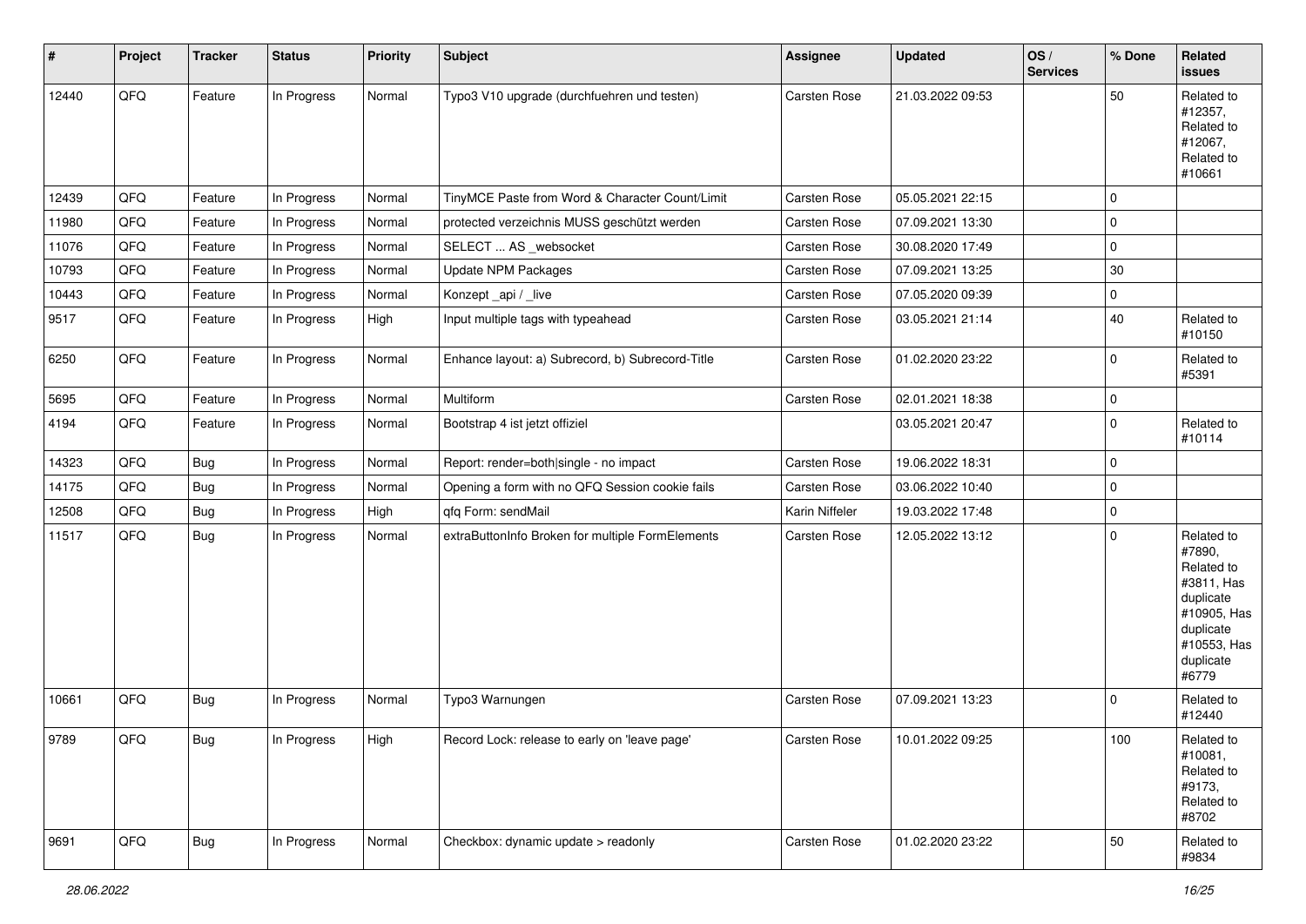| # | Project | Tracker | Status | Priority | Subject | Assignee | Updated | OS / Services | % Done | Related issues |
|---|---|---|---|---|---|---|---|---|---|---|
| 12440 | QFQ | Feature | In Progress | Normal | Typo3 V10 upgrade (durchfuehren und testen) | Carsten Rose | 21.03.2022 09:53 | | 50 | Related to #12357, Related to #12067, Related to #10661 |
| 12439 | QFQ | Feature | In Progress | Normal | TinyMCE Paste from Word & Character Count/Limit | Carsten Rose | 05.05.2021 22:15 | | 0 | |
| 11980 | QFQ | Feature | In Progress | Normal | protected verzeichnis MUSS geschützt werden | Carsten Rose | 07.09.2021 13:30 | | 0 | |
| 11076 | QFQ | Feature | In Progress | Normal | SELECT ... AS _websocket | Carsten Rose | 30.08.2020 17:49 | | 0 | |
| 10793 | QFQ | Feature | In Progress | Normal | Update NPM Packages | Carsten Rose | 07.09.2021 13:25 | | 30 | |
| 10443 | QFQ | Feature | In Progress | Normal | Konzept _api / _live | Carsten Rose | 07.05.2020 09:39 | | 0 | |
| 9517 | QFQ | Feature | In Progress | High | Input multiple tags with typeahead | Carsten Rose | 03.05.2021 21:14 | | 40 | Related to #10150 |
| 6250 | QFQ | Feature | In Progress | Normal | Enhance layout: a) Subrecord, b) Subrecord-Title | Carsten Rose | 01.02.2020 23:22 | | 0 | Related to #5391 |
| 5695 | QFQ | Feature | In Progress | Normal | Multiform | Carsten Rose | 02.01.2021 18:38 | | 0 | |
| 4194 | QFQ | Feature | In Progress | Normal | Bootstrap 4 ist jetzt offiziel | | 03.05.2021 20:47 | | 0 | Related to #10114 |
| 14323 | QFQ | Bug | In Progress | Normal | Report: render=both\|single - no impact | Carsten Rose | 19.06.2022 18:31 | | 0 | |
| 14175 | QFQ | Bug | In Progress | Normal | Opening a form with no QFQ Session cookie fails | Carsten Rose | 03.06.2022 10:40 | | 0 | |
| 12508 | QFQ | Bug | In Progress | High | qfq Form: sendMail | Karin Niffeler | 19.03.2022 17:48 | | 0 | |
| 11517 | QFQ | Bug | In Progress | Normal | extraButtonInfo Broken for multiple FormElements | Carsten Rose | 12.05.2022 13:12 | | 0 | Related to #7890, Related to #3811, Has duplicate #10905, Has duplicate #10553, Has duplicate #6779 |
| 10661 | QFQ | Bug | In Progress | Normal | Typo3 Warnungen | Carsten Rose | 07.09.2021 13:23 | | 0 | Related to #12440 |
| 9789 | QFQ | Bug | In Progress | High | Record Lock: release to early on 'leave page' | Carsten Rose | 10.01.2022 09:25 | | 100 | Related to #10081, Related to #9173, Related to #8702 |
| 9691 | QFQ | Bug | In Progress | Normal | Checkbox: dynamic update > readonly | Carsten Rose | 01.02.2020 23:22 | | 50 | Related to #9834 |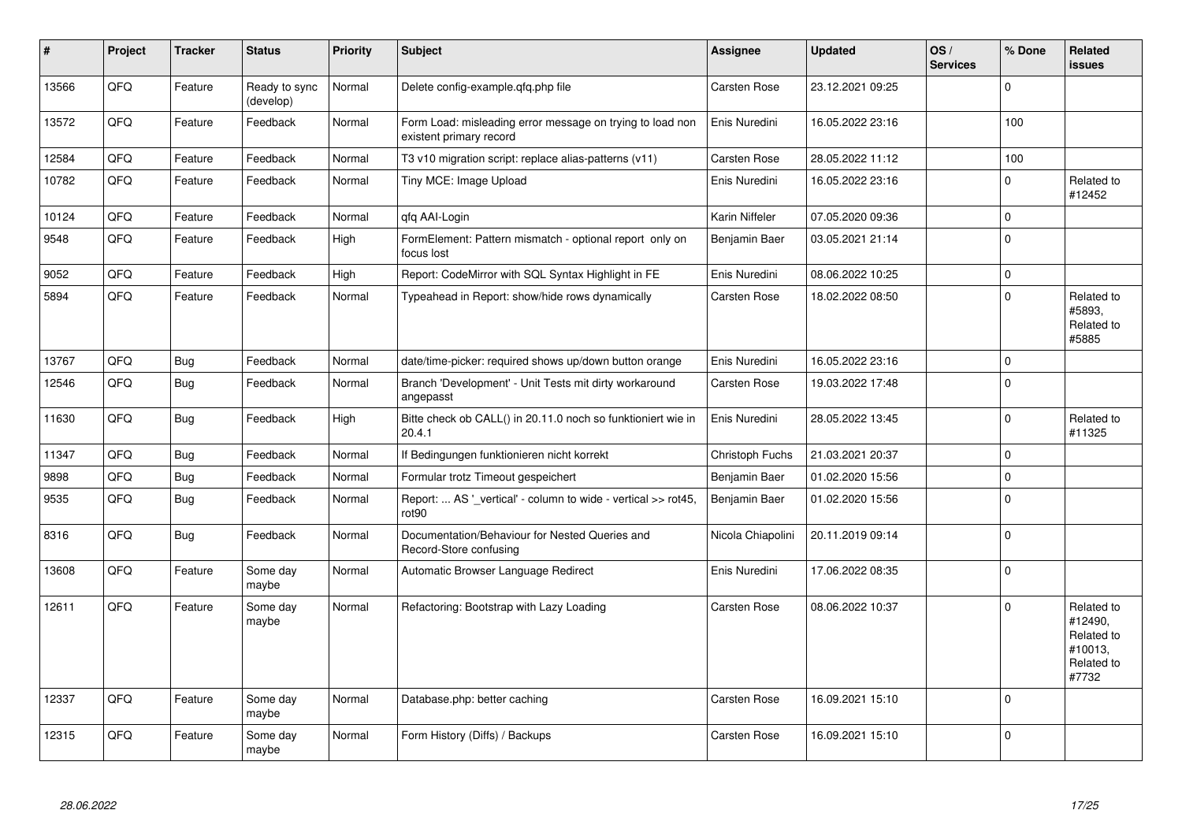| # | Project | Tracker | Status | Priority | Subject | Assignee | Updated | OS / Services | % Done | Related issues |
|---|---|---|---|---|---|---|---|---|---|---|
| 13566 | QFQ | Feature | Ready to sync (develop) | Normal | Delete config-example.qfq.php file | Carsten Rose | 23.12.2021 09:25 | | 0 | |
| 13572 | QFQ | Feature | Feedback | Normal | Form Load: misleading error message on trying to load non existent primary record | Enis Nuredini | 16.05.2022 23:16 | | 100 | |
| 12584 | QFQ | Feature | Feedback | Normal | T3 v10 migration script: replace alias-patterns (v11) | Carsten Rose | 28.05.2022 11:12 | | 100 | |
| 10782 | QFQ | Feature | Feedback | Normal | Tiny MCE: Image Upload | Enis Nuredini | 16.05.2022 23:16 | | 0 | Related to #12452 |
| 10124 | QFQ | Feature | Feedback | Normal | qfq AAI-Login | Karin Niffeler | 07.05.2020 09:36 | | 0 | |
| 9548 | QFQ | Feature | Feedback | High | FormElement: Pattern mismatch - optional report only on focus lost | Benjamin Baer | 03.05.2021 21:14 | | 0 | |
| 9052 | QFQ | Feature | Feedback | High | Report: CodeMirror with SQL Syntax Highlight in FE | Enis Nuredini | 08.06.2022 10:25 | | 0 | |
| 5894 | QFQ | Feature | Feedback | Normal | Typeahead in Report: show/hide rows dynamically | Carsten Rose | 18.02.2022 08:50 | | 0 | Related to #5893, Related to #5885 |
| 13767 | QFQ | Bug | Feedback | Normal | date/time-picker: required shows up/down button orange | Enis Nuredini | 16.05.2022 23:16 | | 0 | |
| 12546 | QFQ | Bug | Feedback | Normal | Branch 'Development' - Unit Tests mit dirty workaround angepasst | Carsten Rose | 19.03.2022 17:48 | | 0 | |
| 11630 | QFQ | Bug | Feedback | High | Bitte check ob CALL() in 20.11.0 noch so funktioniert wie in 20.4.1 | Enis Nuredini | 28.05.2022 13:45 | | 0 | Related to #11325 |
| 11347 | QFQ | Bug | Feedback | Normal | If Bedingungen funktionieren nicht korrekt | Christoph Fuchs | 21.03.2021 20:37 | | 0 | |
| 9898 | QFQ | Bug | Feedback | Normal | Formular trotz Timeout gespeichert | Benjamin Baer | 01.02.2020 15:56 | | 0 | |
| 9535 | QFQ | Bug | Feedback | Normal | Report: ... AS '_vertical' - column to wide - vertical >> rot45, rot90 | Benjamin Baer | 01.02.2020 15:56 | | 0 | |
| 8316 | QFQ | Bug | Feedback | Normal | Documentation/Behaviour for Nested Queries and Record-Store confusing | Nicola Chiapolini | 20.11.2019 09:14 | | 0 | |
| 13608 | QFQ | Feature | Some day maybe | Normal | Automatic Browser Language Redirect | Enis Nuredini | 17.06.2022 08:35 | | 0 | |
| 12611 | QFQ | Feature | Some day maybe | Normal | Refactoring: Bootstrap with Lazy Loading | Carsten Rose | 08.06.2022 10:37 | | 0 | Related to #12490, Related to #10013, Related to #7732 |
| 12337 | QFQ | Feature | Some day maybe | Normal | Database.php: better caching | Carsten Rose | 16.09.2021 15:10 | | 0 | |
| 12315 | QFQ | Feature | Some day maybe | Normal | Form History (Diffs) / Backups | Carsten Rose | 16.09.2021 15:10 | | 0 | |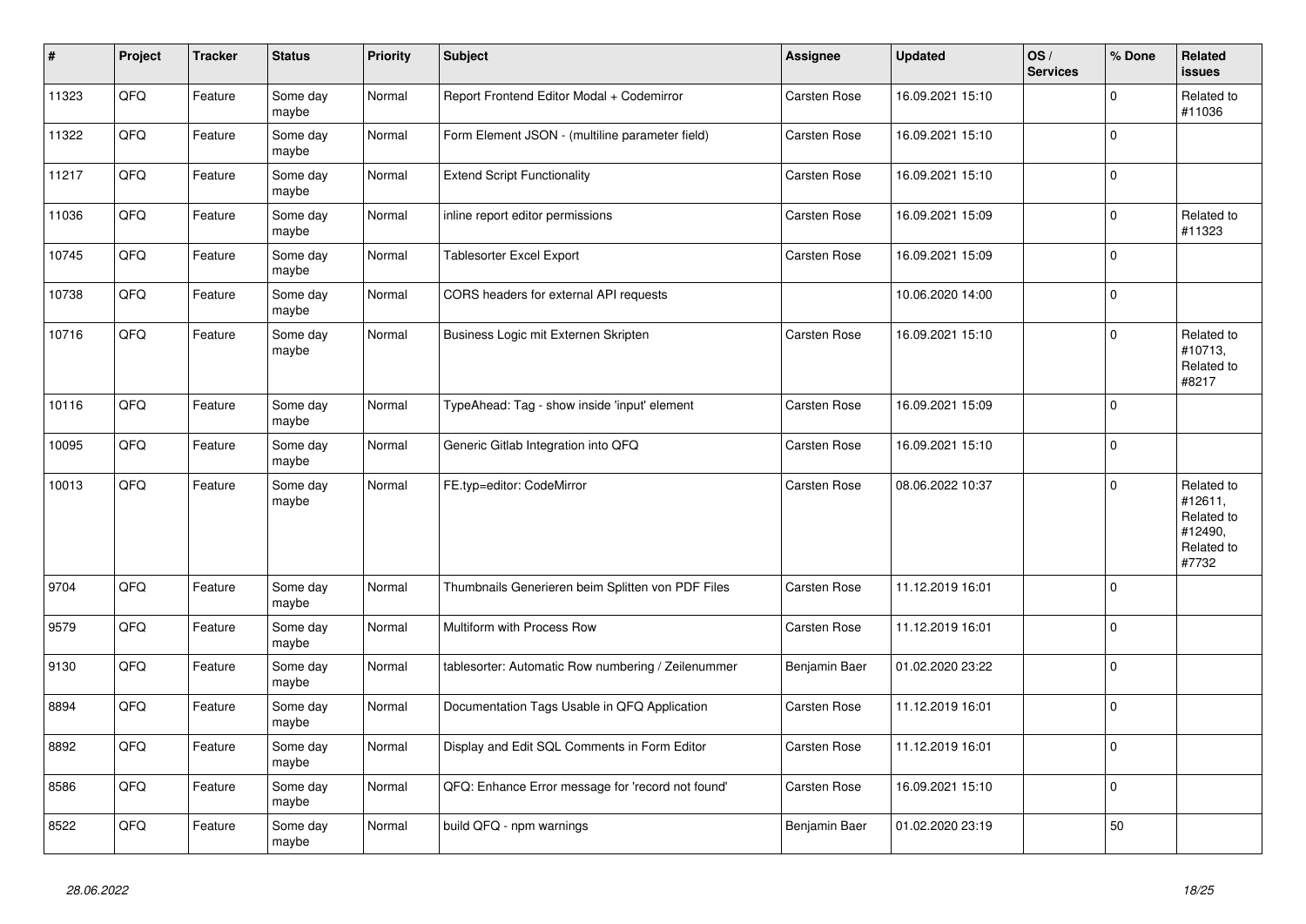| # | Project | Tracker | Status | Priority | Subject | Assignee | Updated | OS / Services | % Done | Related issues |
|---|---|---|---|---|---|---|---|---|---|---|
| 11323 | QFQ | Feature | Some day maybe | Normal | Report Frontend Editor Modal + Codemirror | Carsten Rose | 16.09.2021 15:10 | | 0 | Related to #11036 |
| 11322 | QFQ | Feature | Some day maybe | Normal | Form Element JSON - (multiline parameter field) | Carsten Rose | 16.09.2021 15:10 | | 0 | |
| 11217 | QFQ | Feature | Some day maybe | Normal | Extend Script Functionality | Carsten Rose | 16.09.2021 15:10 | | 0 | |
| 11036 | QFQ | Feature | Some day maybe | Normal | inline report editor permissions | Carsten Rose | 16.09.2021 15:09 | | 0 | Related to #11323 |
| 10745 | QFQ | Feature | Some day maybe | Normal | Tablesorter Excel Export | Carsten Rose | 16.09.2021 15:09 | | 0 | |
| 10738 | QFQ | Feature | Some day maybe | Normal | CORS headers for external API requests | | 10.06.2020 14:00 | | 0 | |
| 10716 | QFQ | Feature | Some day maybe | Normal | Business Logic mit Externen Skripten | Carsten Rose | 16.09.2021 15:10 | | 0 | Related to #10713, Related to #8217 |
| 10116 | QFQ | Feature | Some day maybe | Normal | TypeAhead: Tag - show inside 'input' element | Carsten Rose | 16.09.2021 15:09 | | 0 | |
| 10095 | QFQ | Feature | Some day maybe | Normal | Generic Gitlab Integration into QFQ | Carsten Rose | 16.09.2021 15:10 | | 0 | |
| 10013 | QFQ | Feature | Some day maybe | Normal | FE.typ=editor: CodeMirror | Carsten Rose | 08.06.2022 10:37 | | 0 | Related to #12611, Related to #12490, Related to #7732 |
| 9704 | QFQ | Feature | Some day maybe | Normal | Thumbnails Generieren beim Splitten von PDF Files | Carsten Rose | 11.12.2019 16:01 | | 0 | |
| 9579 | QFQ | Feature | Some day maybe | Normal | Multiform with Process Row | Carsten Rose | 11.12.2019 16:01 | | 0 | |
| 9130 | QFQ | Feature | Some day maybe | Normal | tablesorter: Automatic Row numbering / Zeilenummer | Benjamin Baer | 01.02.2020 23:22 | | 0 | |
| 8894 | QFQ | Feature | Some day maybe | Normal | Documentation Tags Usable in QFQ Application | Carsten Rose | 11.12.2019 16:01 | | 0 | |
| 8892 | QFQ | Feature | Some day maybe | Normal | Display and Edit SQL Comments in Form Editor | Carsten Rose | 11.12.2019 16:01 | | 0 | |
| 8586 | QFQ | Feature | Some day maybe | Normal | QFQ: Enhance Error message for 'record not found' | Carsten Rose | 16.09.2021 15:10 | | 0 | |
| 8522 | QFQ | Feature | Some day maybe | Normal | build QFQ - npm warnings | Benjamin Baer | 01.02.2020 23:19 | | 50 | |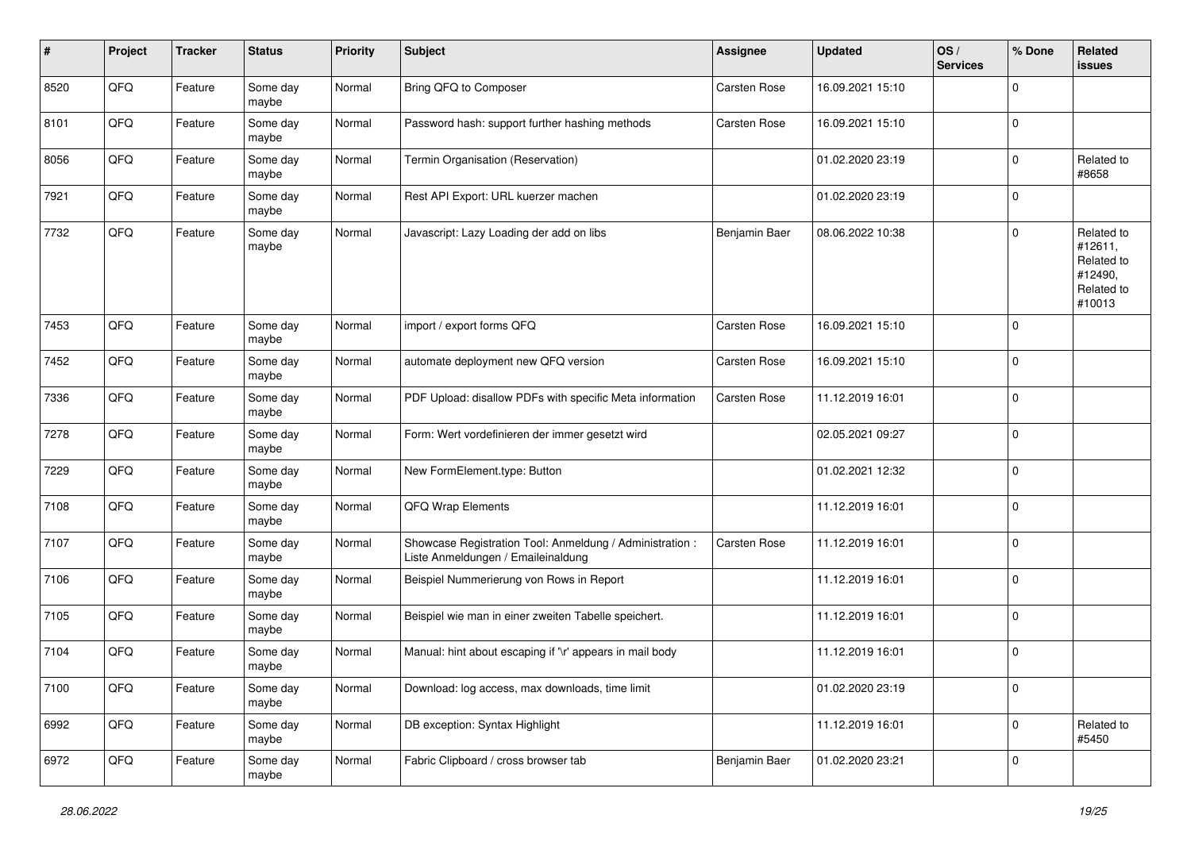| # | Project | Tracker | Status | Priority | Subject | Assignee | Updated | OS / Services | % Done | Related issues |
|---|---|---|---|---|---|---|---|---|---|---|
| 8520 | QFQ | Feature | Some day maybe | Normal | Bring QFQ to Composer | Carsten Rose | 16.09.2021 15:10 | | 0 | |
| 8101 | QFQ | Feature | Some day maybe | Normal | Password hash: support further hashing methods | Carsten Rose | 16.09.2021 15:10 | | 0 | |
| 8056 | QFQ | Feature | Some day maybe | Normal | Termin Organisation (Reservation) | | 01.02.2020 23:19 | | 0 | Related to #8658 |
| 7921 | QFQ | Feature | Some day maybe | Normal | Rest API Export: URL kuerzer machen | | 01.02.2020 23:19 | | 0 | |
| 7732 | QFQ | Feature | Some day maybe | Normal | Javascript: Lazy Loading der add on libs | Benjamin Baer | 08.06.2022 10:38 | | 0 | Related to #12611, Related to #12490, Related to #10013 |
| 7453 | QFQ | Feature | Some day maybe | Normal | import / export forms QFQ | Carsten Rose | 16.09.2021 15:10 | | 0 | |
| 7452 | QFQ | Feature | Some day maybe | Normal | automate deployment new QFQ version | Carsten Rose | 16.09.2021 15:10 | | 0 | |
| 7336 | QFQ | Feature | Some day maybe | Normal | PDF Upload: disallow PDFs with specific Meta information | Carsten Rose | 11.12.2019 16:01 | | 0 | |
| 7278 | QFQ | Feature | Some day maybe | Normal | Form: Wert vordefinieren der immer gesetzt wird | | 02.05.2021 09:27 | | 0 | |
| 7229 | QFQ | Feature | Some day maybe | Normal | New FormElement.type: Button | | 01.02.2021 12:32 | | 0 | |
| 7108 | QFQ | Feature | Some day maybe | Normal | QFQ Wrap Elements | | 11.12.2019 16:01 | | 0 | |
| 7107 | QFQ | Feature | Some day maybe | Normal | Showcase Registration Tool: Anmeldung / Administration : Liste Anmeldungen / Emaileinaldung | Carsten Rose | 11.12.2019 16:01 | | 0 | |
| 7106 | QFQ | Feature | Some day maybe | Normal | Beispiel Nummerierung von Rows in Report | | 11.12.2019 16:01 | | 0 | |
| 7105 | QFQ | Feature | Some day maybe | Normal | Beispiel wie man in einer zweiten Tabelle speichert. | | 11.12.2019 16:01 | | 0 | |
| 7104 | QFQ | Feature | Some day maybe | Normal | Manual: hint about escaping if '\r' appears in mail body | | 11.12.2019 16:01 | | 0 | |
| 7100 | QFQ | Feature | Some day maybe | Normal | Download: log access, max downloads, time limit | | 01.02.2020 23:19 | | 0 | |
| 6992 | QFQ | Feature | Some day maybe | Normal | DB exception: Syntax Highlight | | 11.12.2019 16:01 | | 0 | Related to #5450 |
| 6972 | QFQ | Feature | Some day maybe | Normal | Fabric Clipboard / cross browser tab | Benjamin Baer | 01.02.2020 23:21 | | 0 | |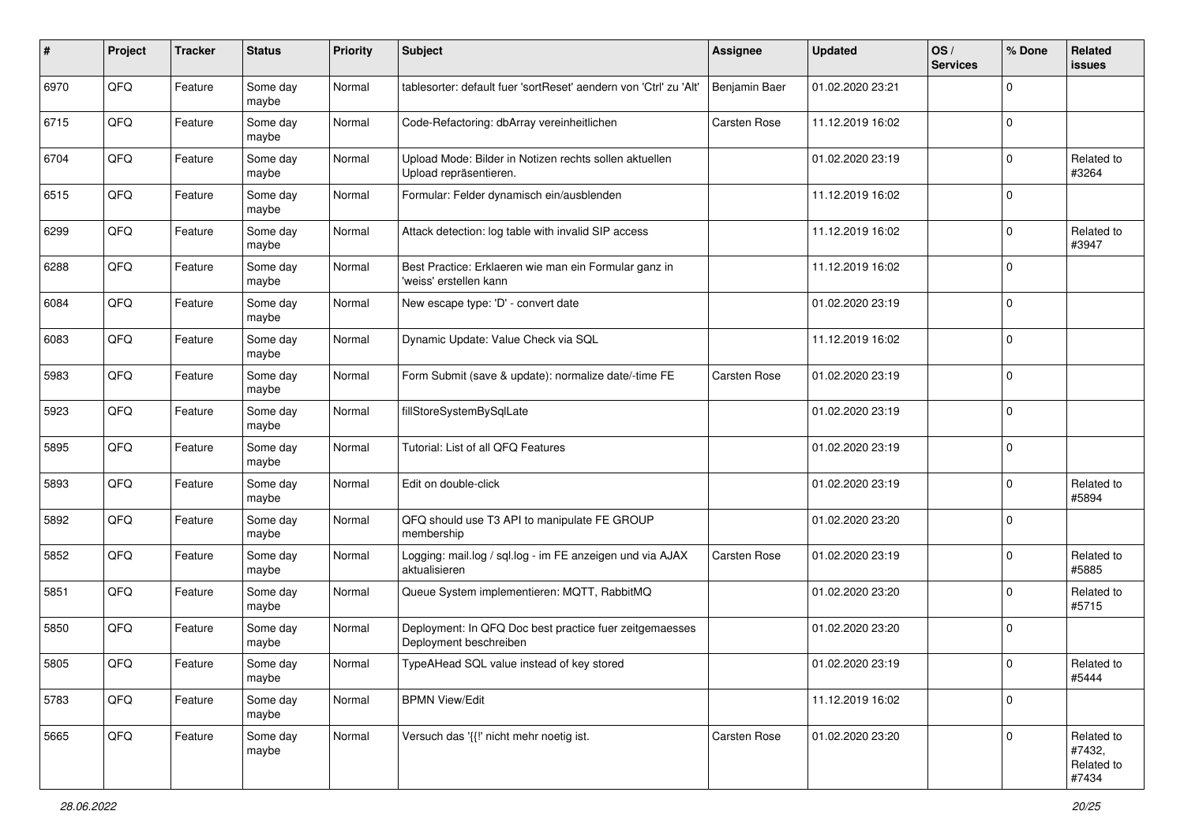| # | Project | Tracker | Status | Priority | Subject | Assignee | Updated | OS / Services | % Done | Related issues |
|---|---|---|---|---|---|---|---|---|---|---|
| 6970 | QFQ | Feature | Some day maybe | Normal | tablesorter: default fuer 'sortReset' aendern von 'Ctrl' zu 'Alt' | Benjamin Baer | 01.02.2020 23:21 | | 0 | |
| 6715 | QFQ | Feature | Some day maybe | Normal | Code-Refactoring: dbArray vereinheitlichen | Carsten Rose | 11.12.2019 16:02 | | 0 | |
| 6704 | QFQ | Feature | Some day maybe | Normal | Upload Mode: Bilder in Notizen rechts sollen aktuellen Upload repräsentieren. | | 01.02.2020 23:19 | | 0 | Related to #3264 |
| 6515 | QFQ | Feature | Some day maybe | Normal | Formular: Felder dynamisch ein/ausblenden | | 11.12.2019 16:02 | | 0 | |
| 6299 | QFQ | Feature | Some day maybe | Normal | Attack detection: log table with invalid SIP access | | 11.12.2019 16:02 | | 0 | Related to #3947 |
| 6288 | QFQ | Feature | Some day maybe | Normal | Best Practice: Erklaeren wie man ein Formular ganz in 'weiss' erstellen kann | | 11.12.2019 16:02 | | 0 | |
| 6084 | QFQ | Feature | Some day maybe | Normal | New escape type: 'D' - convert date | | 01.02.2020 23:19 | | 0 | |
| 6083 | QFQ | Feature | Some day maybe | Normal | Dynamic Update: Value Check via SQL | | 11.12.2019 16:02 | | 0 | |
| 5983 | QFQ | Feature | Some day maybe | Normal | Form Submit (save & update): normalize date/-time FE | Carsten Rose | 01.02.2020 23:19 | | 0 | |
| 5923 | QFQ | Feature | Some day maybe | Normal | fillStoreSystemBySqlLate | | 01.02.2020 23:19 | | 0 | |
| 5895 | QFQ | Feature | Some day maybe | Normal | Tutorial: List of all QFQ Features | | 01.02.2020 23:19 | | 0 | |
| 5893 | QFQ | Feature | Some day maybe | Normal | Edit on double-click | | 01.02.2020 23:19 | | 0 | Related to #5894 |
| 5892 | QFQ | Feature | Some day maybe | Normal | QFQ should use T3 API to manipulate FE GROUP membership | | 01.02.2020 23:20 | | 0 | |
| 5852 | QFQ | Feature | Some day maybe | Normal | Logging: mail.log / sql.log - im FE anzeigen und via AJAX aktualisieren | Carsten Rose | 01.02.2020 23:19 | | 0 | Related to #5885 |
| 5851 | QFQ | Feature | Some day maybe | Normal | Queue System implementieren: MQTT, RabbitMQ | | 01.02.2020 23:20 | | 0 | Related to #5715 |
| 5850 | QFQ | Feature | Some day maybe | Normal | Deployment: In QFQ Doc best practice fuer zeitgemaesses Deployment beschreiben | | 01.02.2020 23:20 | | 0 | |
| 5805 | QFQ | Feature | Some day maybe | Normal | TypeAHead SQL value instead of key stored | | 01.02.2020 23:19 | | 0 | Related to #5444 |
| 5783 | QFQ | Feature | Some day maybe | Normal | BPMN View/Edit | | 11.12.2019 16:02 | | 0 | |
| 5665 | QFQ | Feature | Some day maybe | Normal | Versuch das '{{!' nicht mehr noetig ist. | Carsten Rose | 01.02.2020 23:20 | | 0 | Related to #7432, Related to #7434 |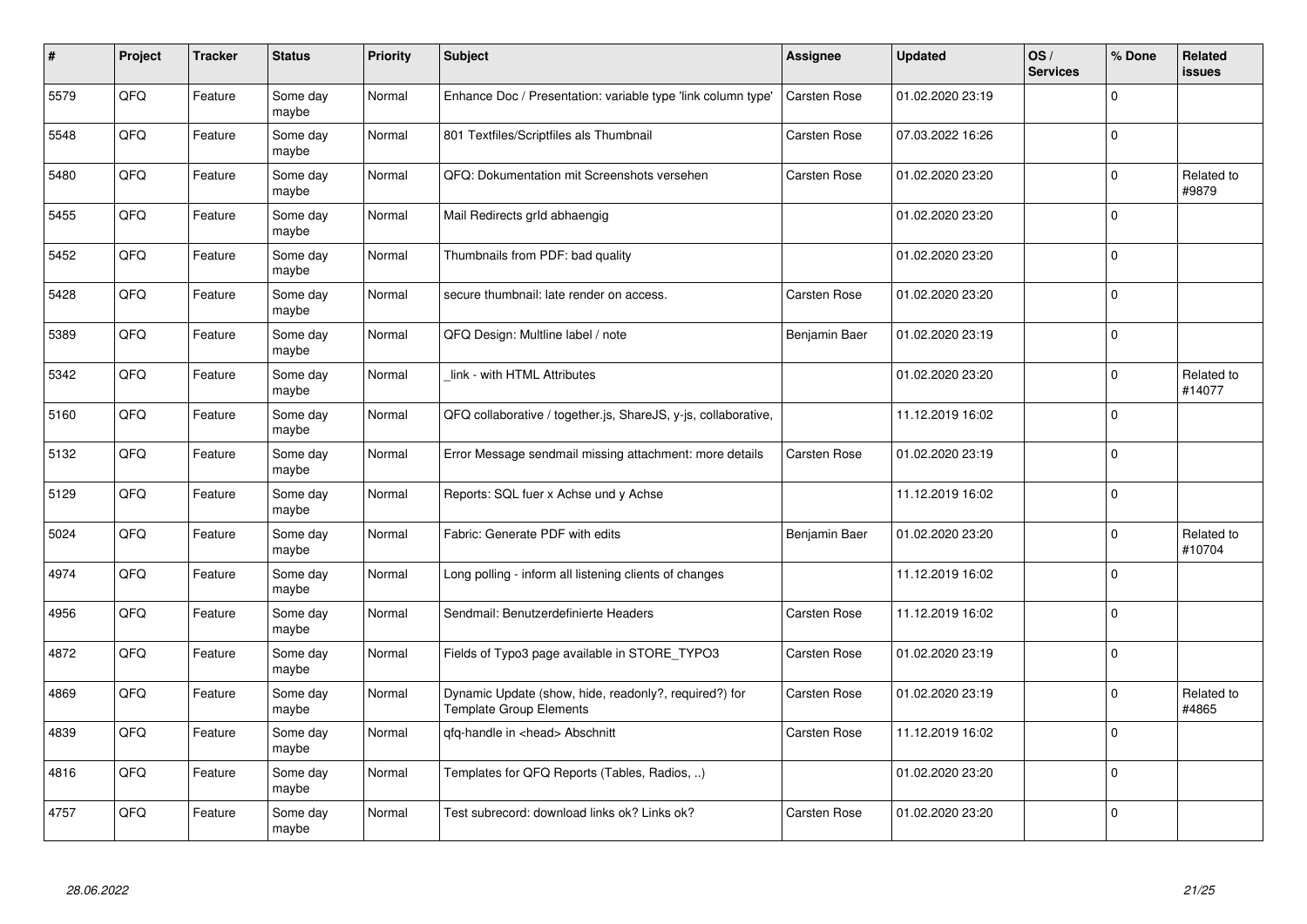| # | Project | Tracker | Status | Priority | Subject | Assignee | Updated | OS / Services | % Done | Related issues |
|---|---|---|---|---|---|---|---|---|---|---|
| 5579 | QFQ | Feature | Some day maybe | Normal | Enhance Doc / Presentation: variable type 'link column type' | Carsten Rose | 01.02.2020 23:19 | | 0 | |
| 5548 | QFQ | Feature | Some day maybe | Normal | 801 Textfiles/Scriptfiles als Thumbnail | Carsten Rose | 07.03.2022 16:26 | | 0 | |
| 5480 | QFQ | Feature | Some day maybe | Normal | QFQ: Dokumentation mit Screenshots versehen | Carsten Rose | 01.02.2020 23:20 | | 0 | Related to #9879 |
| 5455 | QFQ | Feature | Some day maybe | Normal | Mail Redirects grId abhaengig | | 01.02.2020 23:20 | | 0 | |
| 5452 | QFQ | Feature | Some day maybe | Normal | Thumbnails from PDF: bad quality | | 01.02.2020 23:20 | | 0 | |
| 5428 | QFQ | Feature | Some day maybe | Normal | secure thumbnail: late render on access. | Carsten Rose | 01.02.2020 23:20 | | 0 | |
| 5389 | QFQ | Feature | Some day maybe | Normal | QFQ Design: Multline label / note | Benjamin Baer | 01.02.2020 23:19 | | 0 | |
| 5342 | QFQ | Feature | Some day maybe | Normal | _link - with HTML Attributes | | 01.02.2020 23:20 | | 0 | Related to #14077 |
| 5160 | QFQ | Feature | Some day maybe | Normal | QFQ collaborative / together.js, ShareJS, y-js, collaborative, | | 11.12.2019 16:02 | | 0 | |
| 5132 | QFQ | Feature | Some day maybe | Normal | Error Message sendmail missing attachment: more details | Carsten Rose | 01.02.2020 23:19 | | 0 | |
| 5129 | QFQ | Feature | Some day maybe | Normal | Reports: SQL fuer x Achse und y Achse | | 11.12.2019 16:02 | | 0 | |
| 5024 | QFQ | Feature | Some day maybe | Normal | Fabric: Generate PDF with edits | Benjamin Baer | 01.02.2020 23:20 | | 0 | Related to #10704 |
| 4974 | QFQ | Feature | Some day maybe | Normal | Long polling - inform all listening clients of changes | | 11.12.2019 16:02 | | 0 | |
| 4956 | QFQ | Feature | Some day maybe | Normal | Sendmail: Benutzerdefinierte Headers | Carsten Rose | 11.12.2019 16:02 | | 0 | |
| 4872 | QFQ | Feature | Some day maybe | Normal | Fields of Typo3 page available in STORE_TYPO3 | Carsten Rose | 01.02.2020 23:19 | | 0 | |
| 4869 | QFQ | Feature | Some day maybe | Normal | Dynamic Update (show, hide, readonly?, required?) for Template Group Elements | Carsten Rose | 01.02.2020 23:19 | | 0 | Related to #4865 |
| 4839 | QFQ | Feature | Some day maybe | Normal | qfq-handle in <head> Abschnitt | Carsten Rose | 11.12.2019 16:02 | | 0 | |
| 4816 | QFQ | Feature | Some day maybe | Normal | Templates for QFQ Reports (Tables, Radios, ..) | | 01.02.2020 23:20 | | 0 | |
| 4757 | QFQ | Feature | Some day maybe | Normal | Test subrecord: download links ok? Links ok? | Carsten Rose | 01.02.2020 23:20 | | 0 | |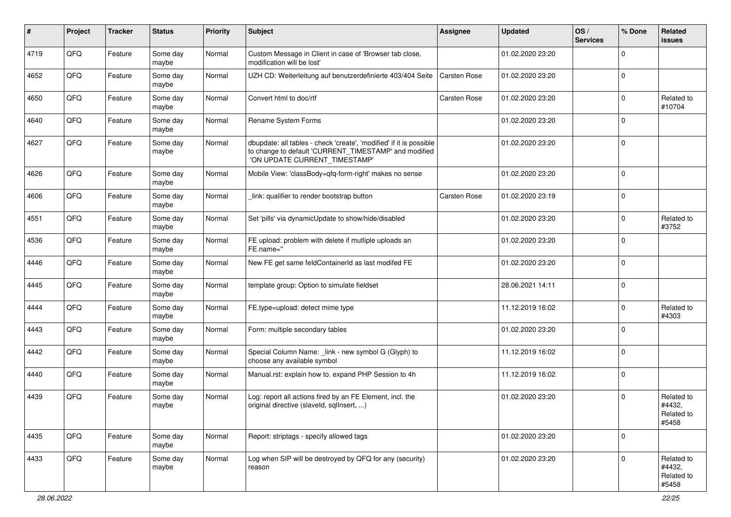| # | Project | Tracker | Status | Priority | Subject | Assignee | Updated | OS / Services | % Done | Related issues |
|---|---|---|---|---|---|---|---|---|---|---|
| 4719 | QFQ | Feature | Some day maybe | Normal | Custom Message in Client in case of 'Browser tab close, modification will be lost' | | 01.02.2020 23:20 | | 0 | |
| 4652 | QFQ | Feature | Some day maybe | Normal | UZH CD: Weiterleitung auf benutzerdefinierte 403/404 Seite | Carsten Rose | 01.02.2020 23:20 | | 0 | |
| 4650 | QFQ | Feature | Some day maybe | Normal | Convert html to doc/rtf | Carsten Rose | 01.02.2020 23:20 | | 0 | Related to #10704 |
| 4640 | QFQ | Feature | Some day maybe | Normal | Rename System Forms | | 01.02.2020 23:20 | | 0 | |
| 4627 | QFQ | Feature | Some day maybe | Normal | dbupdate: all tables - check 'create', 'modified' if it is possible to change to default 'CURRENT_TIMESTAMP' and modified 'ON UPDATE CURRENT_TIMESTAMP' | | 01.02.2020 23:20 | | 0 | |
| 4626 | QFQ | Feature | Some day maybe | Normal | Mobile View: 'classBody=qfq-form-right' makes no sense | | 01.02.2020 23:20 | | 0 | |
| 4606 | QFQ | Feature | Some day maybe | Normal | _link: qualifier to render bootstrap button | Carsten Rose | 01.02.2020 23:19 | | 0 | |
| 4551 | QFQ | Feature | Some day maybe | Normal | Set 'pills' via dynamicUpdate to show/hide/disabled | | 01.02.2020 23:20 | | 0 | Related to #3752 |
| 4536 | QFQ | Feature | Some day maybe | Normal | FE upload: problem with delete if mutliple uploads an FE.name='' | | 01.02.2020 23:20 | | 0 | |
| 4446 | QFQ | Feature | Some day maybe | Normal | New FE get same feldContainerId as last modifed FE | | 01.02.2020 23:20 | | 0 | |
| 4445 | QFQ | Feature | Some day maybe | Normal | template group: Option to simulate fieldset | | 28.06.2021 14:11 | | 0 | |
| 4444 | QFQ | Feature | Some day maybe | Normal | FE.type=upload: detect mime type | | 11.12.2019 16:02 | | 0 | Related to #4303 |
| 4443 | QFQ | Feature | Some day maybe | Normal | Form: multiple secondary tables | | 01.02.2020 23:20 | | 0 | |
| 4442 | QFQ | Feature | Some day maybe | Normal | Special Column Name: _link - new symbol G (Glyph) to choose any available symbol | | 11.12.2019 16:02 | | 0 | |
| 4440 | QFQ | Feature | Some day maybe | Normal | Manual.rst: explain how to. expand PHP Session to 4h | | 11.12.2019 16:02 | | 0 | |
| 4439 | QFQ | Feature | Some day maybe | Normal | Log: report all actions fired by an FE Element, incl. the original directive (slaveId, sqlInsert, ...) | | 01.02.2020 23:20 | | 0 | Related to #4432, Related to #5458 |
| 4435 | QFQ | Feature | Some day maybe | Normal | Report: striptags - specify allowed tags | | 01.02.2020 23:20 | | 0 | |
| 4433 | QFQ | Feature | Some day maybe | Normal | Log when SIP will be destroyed by QFQ for any (security) reason | | 01.02.2020 23:20 | | 0 | Related to #4432, Related to #5458 |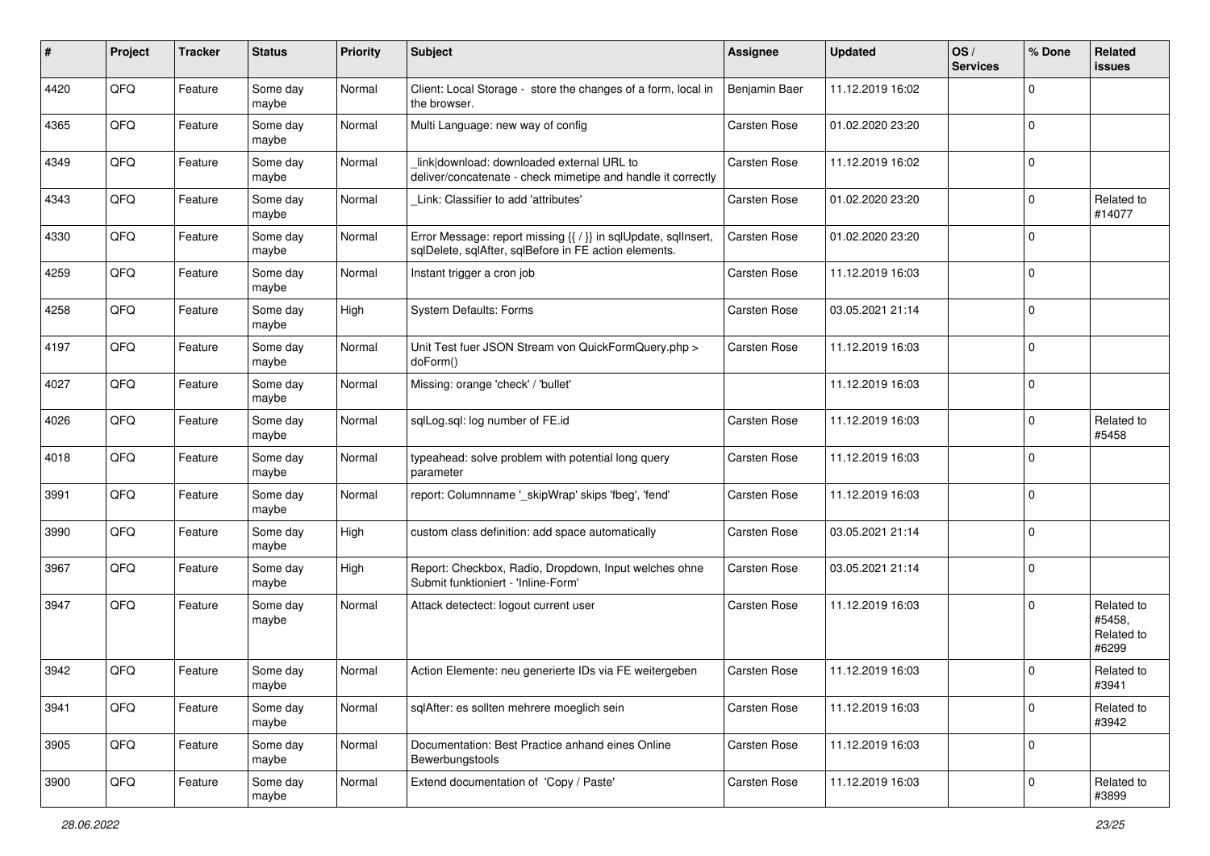| # | Project | Tracker | Status | Priority | Subject | Assignee | Updated | OS / Services | % Done | Related issues |
|---|---|---|---|---|---|---|---|---|---|---|
| 4420 | QFQ | Feature | Some day maybe | Normal | Client: Local Storage - store the changes of a form, local in the browser. | Benjamin Baer | 11.12.2019 16:02 | | 0 | |
| 4365 | QFQ | Feature | Some day maybe | Normal | Multi Language: new way of config | Carsten Rose | 01.02.2020 23:20 | | 0 | |
| 4349 | QFQ | Feature | Some day maybe | Normal | _link\|download: downloaded external URL to deliver/concatenate - check mimetipe and handle it correctly | Carsten Rose | 11.12.2019 16:02 | | 0 | |
| 4343 | QFQ | Feature | Some day maybe | Normal | _Link: Classifier to add 'attributes' | Carsten Rose | 01.02.2020 23:20 | | 0 | Related to #14077 |
| 4330 | QFQ | Feature | Some day maybe | Normal | Error Message: report missing {{ / }} in sqlUpdate, sqlInsert, sqlDelete, sqlAfter, sqlBefore in FE action elements. | Carsten Rose | 01.02.2020 23:20 | | 0 | |
| 4259 | QFQ | Feature | Some day maybe | Normal | Instant trigger a cron job | Carsten Rose | 11.12.2019 16:03 | | 0 | |
| 4258 | QFQ | Feature | Some day maybe | High | System Defaults: Forms | Carsten Rose | 03.05.2021 21:14 | | 0 | |
| 4197 | QFQ | Feature | Some day maybe | Normal | Unit Test fuer JSON Stream von QuickFormQuery.php > doForm() | Carsten Rose | 11.12.2019 16:03 | | 0 | |
| 4027 | QFQ | Feature | Some day maybe | Normal | Missing: orange 'check' / 'bullet' | | 11.12.2019 16:03 | | 0 | |
| 4026 | QFQ | Feature | Some day maybe | Normal | sqlLog.sql: log number of FE.id | Carsten Rose | 11.12.2019 16:03 | | 0 | Related to #5458 |
| 4018 | QFQ | Feature | Some day maybe | Normal | typeahead: solve problem with potential long query parameter | Carsten Rose | 11.12.2019 16:03 | | 0 | |
| 3991 | QFQ | Feature | Some day maybe | Normal | report: Columnname '_skipWrap' skips 'fbeg', 'fend' | Carsten Rose | 11.12.2019 16:03 | | 0 | |
| 3990 | QFQ | Feature | Some day maybe | High | custom class definition: add space automatically | Carsten Rose | 03.05.2021 21:14 | | 0 | |
| 3967 | QFQ | Feature | Some day maybe | High | Report: Checkbox, Radio, Dropdown, Input welches ohne Submit funktioniert - 'Inline-Form' | Carsten Rose | 03.05.2021 21:14 | | 0 | |
| 3947 | QFQ | Feature | Some day maybe | Normal | Attack detectect: logout current user | Carsten Rose | 11.12.2019 16:03 | | 0 | Related to #5458, Related to #6299 |
| 3942 | QFQ | Feature | Some day maybe | Normal | Action Elemente: neu generierte IDs via FE weitergeben | Carsten Rose | 11.12.2019 16:03 | | 0 | Related to #3941 |
| 3941 | QFQ | Feature | Some day maybe | Normal | sqlAfter: es sollten mehrere moeglich sein | Carsten Rose | 11.12.2019 16:03 | | 0 | Related to #3942 |
| 3905 | QFQ | Feature | Some day maybe | Normal | Documentation: Best Practice anhand eines Online Bewerbungstools | Carsten Rose | 11.12.2019 16:03 | | 0 | |
| 3900 | QFQ | Feature | Some day maybe | Normal | Extend documentation of 'Copy / Paste' | Carsten Rose | 11.12.2019 16:03 | | 0 | Related to #3899 |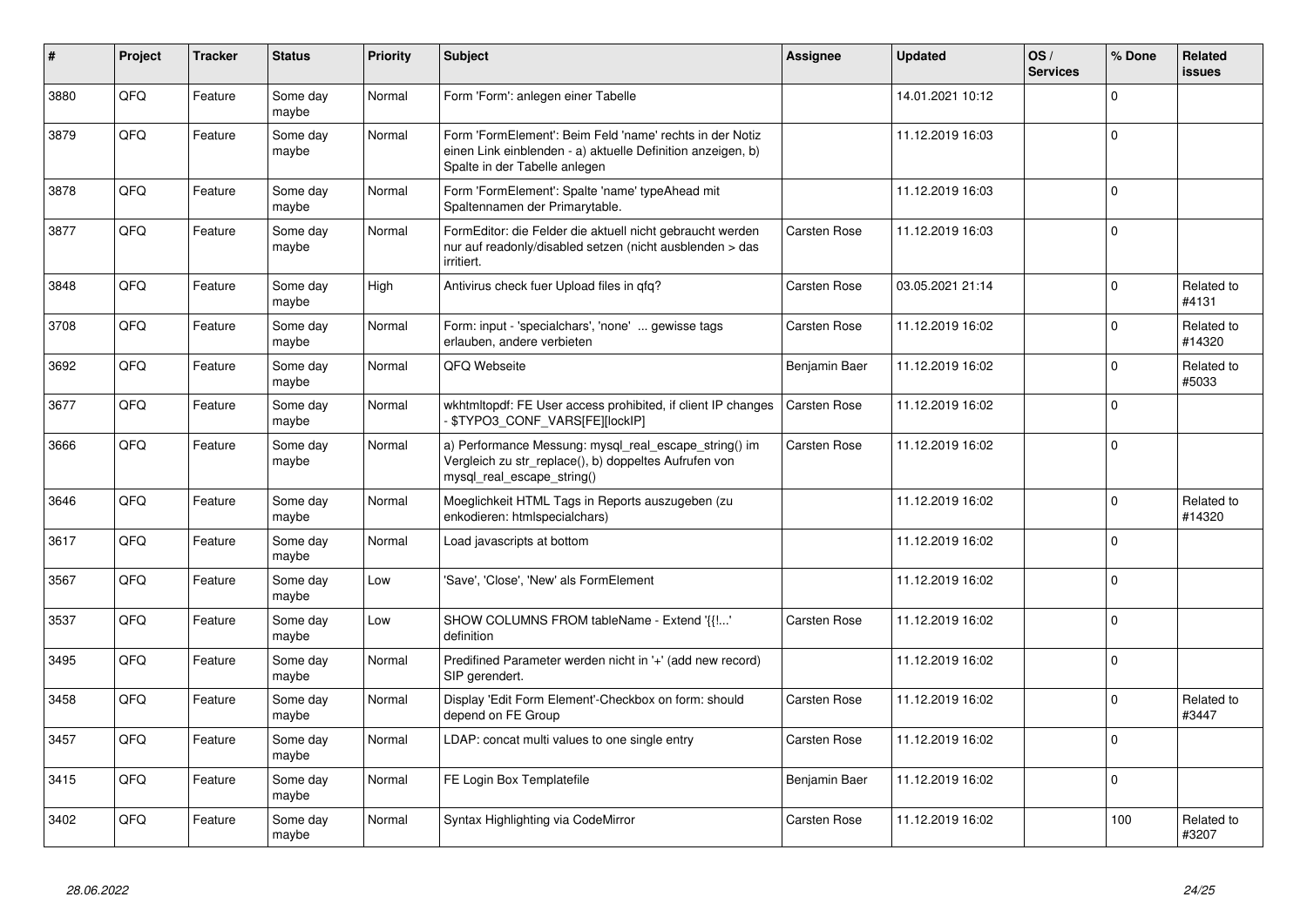| # | Project | Tracker | Status | Priority | Subject | Assignee | Updated | OS / Services | % Done | Related issues |
|---|---|---|---|---|---|---|---|---|---|---|
| 3880 | QFQ | Feature | Some day maybe | Normal | Form 'Form': anlegen einer Tabelle | | 14.01.2021 10:12 | | 0 | |
| 3879 | QFQ | Feature | Some day maybe | Normal | Form 'FormElement': Beim Feld 'name' rechts in der Notiz einen Link einblenden - a) aktuelle Definition anzeigen, b) Spalte in der Tabelle anlegen | | 11.12.2019 16:03 | | 0 | |
| 3878 | QFQ | Feature | Some day maybe | Normal | Form 'FormElement': Spalte 'name' typeAhead mit Spaltennamen der Primarytable. | | 11.12.2019 16:03 | | 0 | |
| 3877 | QFQ | Feature | Some day maybe | Normal | FormEditor: die Felder die aktuell nicht gebraucht werden nur auf readonly/disabled setzen (nicht ausblenden > das irritiert. | Carsten Rose | 11.12.2019 16:03 | | 0 | |
| 3848 | QFQ | Feature | Some day maybe | High | Antivirus check fuer Upload files in qfq? | Carsten Rose | 03.05.2021 21:14 | | 0 | Related to #4131 |
| 3708 | QFQ | Feature | Some day maybe | Normal | Form: input - 'specialchars', 'none' ... gewisse tags erlauben, andere verbieten | Carsten Rose | 11.12.2019 16:02 | | 0 | Related to #14320 |
| 3692 | QFQ | Feature | Some day maybe | Normal | QFQ Webseite | Benjamin Baer | 11.12.2019 16:02 | | 0 | Related to #5033 |
| 3677 | QFQ | Feature | Some day maybe | Normal | wkhtmltopdf: FE User access prohibited, if client IP changes - $TYPO3_CONF_VARS[FE][lockIP] | Carsten Rose | 11.12.2019 16:02 | | 0 | |
| 3666 | QFQ | Feature | Some day maybe | Normal | a) Performance Messung: mysql_real_escape_string() im Vergleich zu str_replace(), b) doppeltes Aufrufen von mysql_real_escape_string() | Carsten Rose | 11.12.2019 16:02 | | 0 | |
| 3646 | QFQ | Feature | Some day maybe | Normal | Moeglichkeit HTML Tags in Reports auszugeben (zu enkodieren: htmlspecialchars) | | 11.12.2019 16:02 | | 0 | Related to #14320 |
| 3617 | QFQ | Feature | Some day maybe | Normal | Load javascripts at bottom | | 11.12.2019 16:02 | | 0 | |
| 3567 | QFQ | Feature | Some day maybe | Low | 'Save', 'Close', 'New' als FormElement | | 11.12.2019 16:02 | | 0 | |
| 3537 | QFQ | Feature | Some day maybe | Low | SHOW COLUMNS FROM tableName - Extend '{{!...' definition | Carsten Rose | 11.12.2019 16:02 | | 0 | |
| 3495 | QFQ | Feature | Some day maybe | Normal | Predifined Parameter werden nicht in '+' (add new record) SIP gerendert. | | 11.12.2019 16:02 | | 0 | |
| 3458 | QFQ | Feature | Some day maybe | Normal | Display 'Edit Form Element'-Checkbox on form: should depend on FE Group | Carsten Rose | 11.12.2019 16:02 | | 0 | Related to #3447 |
| 3457 | QFQ | Feature | Some day maybe | Normal | LDAP: concat multi values to one single entry | Carsten Rose | 11.12.2019 16:02 | | 0 | |
| 3415 | QFQ | Feature | Some day maybe | Normal | FE Login Box Templatefile | Benjamin Baer | 11.12.2019 16:02 | | 0 | |
| 3402 | QFQ | Feature | Some day maybe | Normal | Syntax Highlighting via CodeMirror | Carsten Rose | 11.12.2019 16:02 | | 100 | Related to #3207 |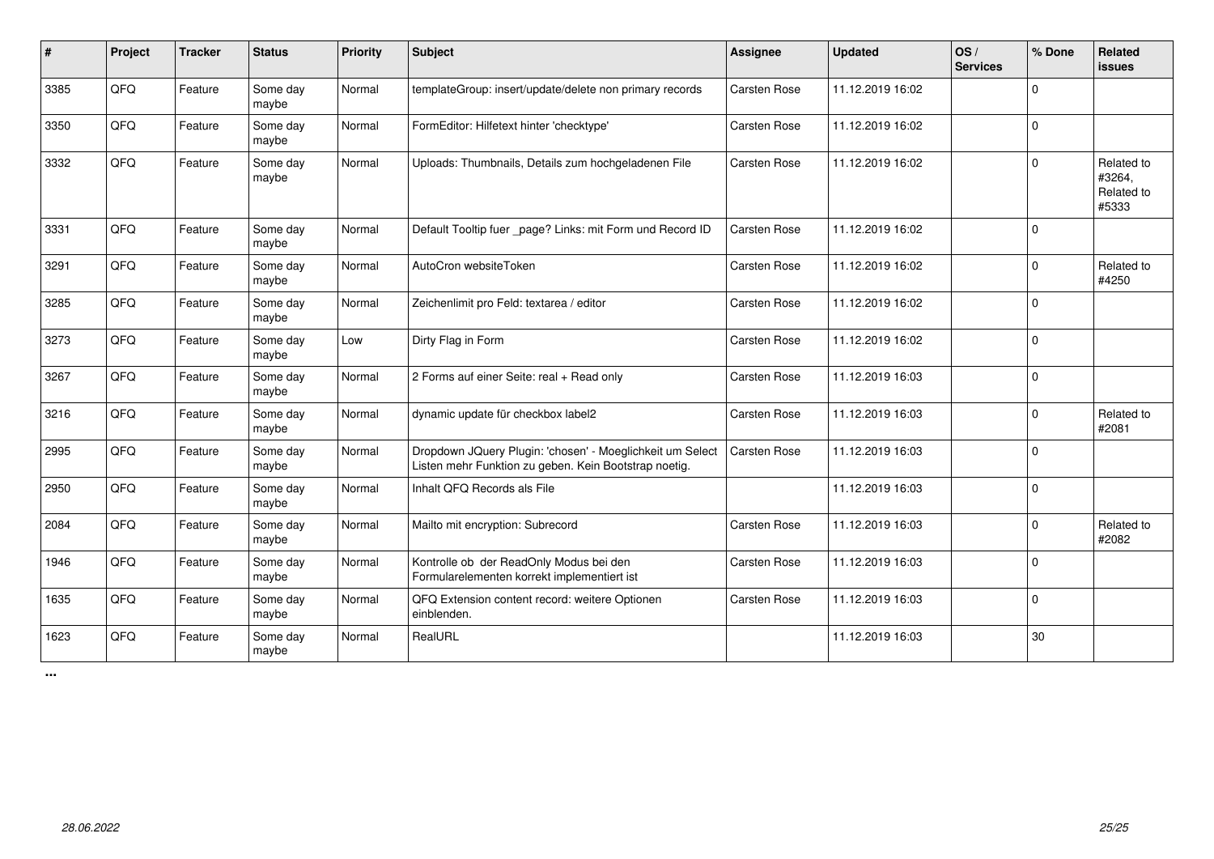| # | Project | Tracker | Status | Priority | Subject | Assignee | Updated | OS / Services | % Done | Related issues |
|---|---|---|---|---|---|---|---|---|---|---|
| 3385 | QFQ | Feature | Some day maybe | Normal | templateGroup: insert/update/delete non primary records | Carsten Rose | 11.12.2019 16:02 | | 0 | |
| 3350 | QFQ | Feature | Some day maybe | Normal | FormEditor: Hilfetext hinter 'checktype' | Carsten Rose | 11.12.2019 16:02 | | 0 | |
| 3332 | QFQ | Feature | Some day maybe | Normal | Uploads: Thumbnails, Details zum hochgeladenen File | Carsten Rose | 11.12.2019 16:02 | | 0 | Related to #3264, Related to #5333 |
| 3331 | QFQ | Feature | Some day maybe | Normal | Default Tooltip fuer _page? Links: mit Form und Record ID | Carsten Rose | 11.12.2019 16:02 | | 0 | |
| 3291 | QFQ | Feature | Some day maybe | Normal | AutoCron websiteToken | Carsten Rose | 11.12.2019 16:02 | | 0 | Related to #4250 |
| 3285 | QFQ | Feature | Some day maybe | Normal | Zeichenlimit pro Feld: textarea / editor | Carsten Rose | 11.12.2019 16:02 | | 0 | |
| 3273 | QFQ | Feature | Some day maybe | Low | Dirty Flag in Form | Carsten Rose | 11.12.2019 16:02 | | 0 | |
| 3267 | QFQ | Feature | Some day maybe | Normal | 2 Forms auf einer Seite: real + Read only | Carsten Rose | 11.12.2019 16:03 | | 0 | |
| 3216 | QFQ | Feature | Some day maybe | Normal | dynamic update für checkbox label2 | Carsten Rose | 11.12.2019 16:03 | | 0 | Related to #2081 |
| 2995 | QFQ | Feature | Some day maybe | Normal | Dropdown JQuery Plugin: 'chosen' - Moeglichkeit um Select Listen mehr Funktion zu geben. Kein Bootstrap noetig. | Carsten Rose | 11.12.2019 16:03 | | 0 | |
| 2950 | QFQ | Feature | Some day maybe | Normal | Inhalt QFQ Records als File | | 11.12.2019 16:03 | | 0 | |
| 2084 | QFQ | Feature | Some day maybe | Normal | Mailto mit encryption: Subrecord | Carsten Rose | 11.12.2019 16:03 | | 0 | Related to #2082 |
| 1946 | QFQ | Feature | Some day maybe | Normal | Kontrolle ob der ReadOnly Modus bei den Formularelementen korrekt implementiert ist | Carsten Rose | 11.12.2019 16:03 | | 0 | |
| 1635 | QFQ | Feature | Some day maybe | Normal | QFQ Extension content record: weitere Optionen einblenden. | Carsten Rose | 11.12.2019 16:03 | | 0 | |
| 1623 | QFQ | Feature | Some day maybe | Normal | RealURL | | 11.12.2019 16:03 | | 30 | |

...